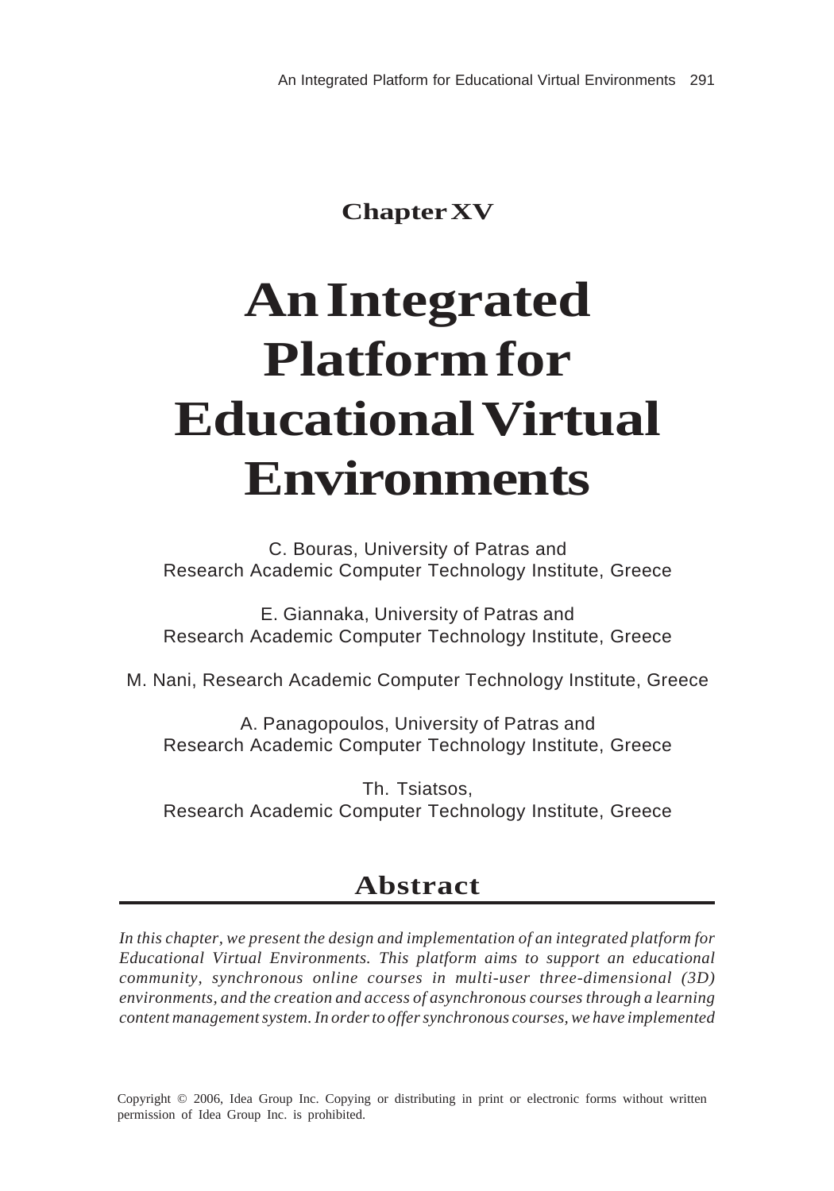**Chapter XV**

# An Integrated Platform for Educational Virtual Environments

C. Bouras, University of Patras and
Research Academic Computer Technology Institute, Greece

E. Giannaka, University of Patras and
Research Academic Computer Technology Institute, Greece

M. Nani, Research Academic Computer Technology Institute, Greece

A. Panagopoulos, University of Patras and
Research Academic Computer Technology Institute, Greece

Th. Tsiatsos,
Research Academic Computer Technology Institute, Greece

## Abstract

*In this chapter, we present the design and implementation of an integrated platform for Educational Virtual Environments. This platform aims to support an educational community, synchronous online courses in multi-user three-dimensional (3D) environments, and the creation and access of asynchronous courses through a learning content management system. In order to offer synchronous courses, we have implemented*

Copyright © 2006, Idea Group Inc. Copying or distributing in print or electronic forms without written permission of Idea Group Inc. is prohibited.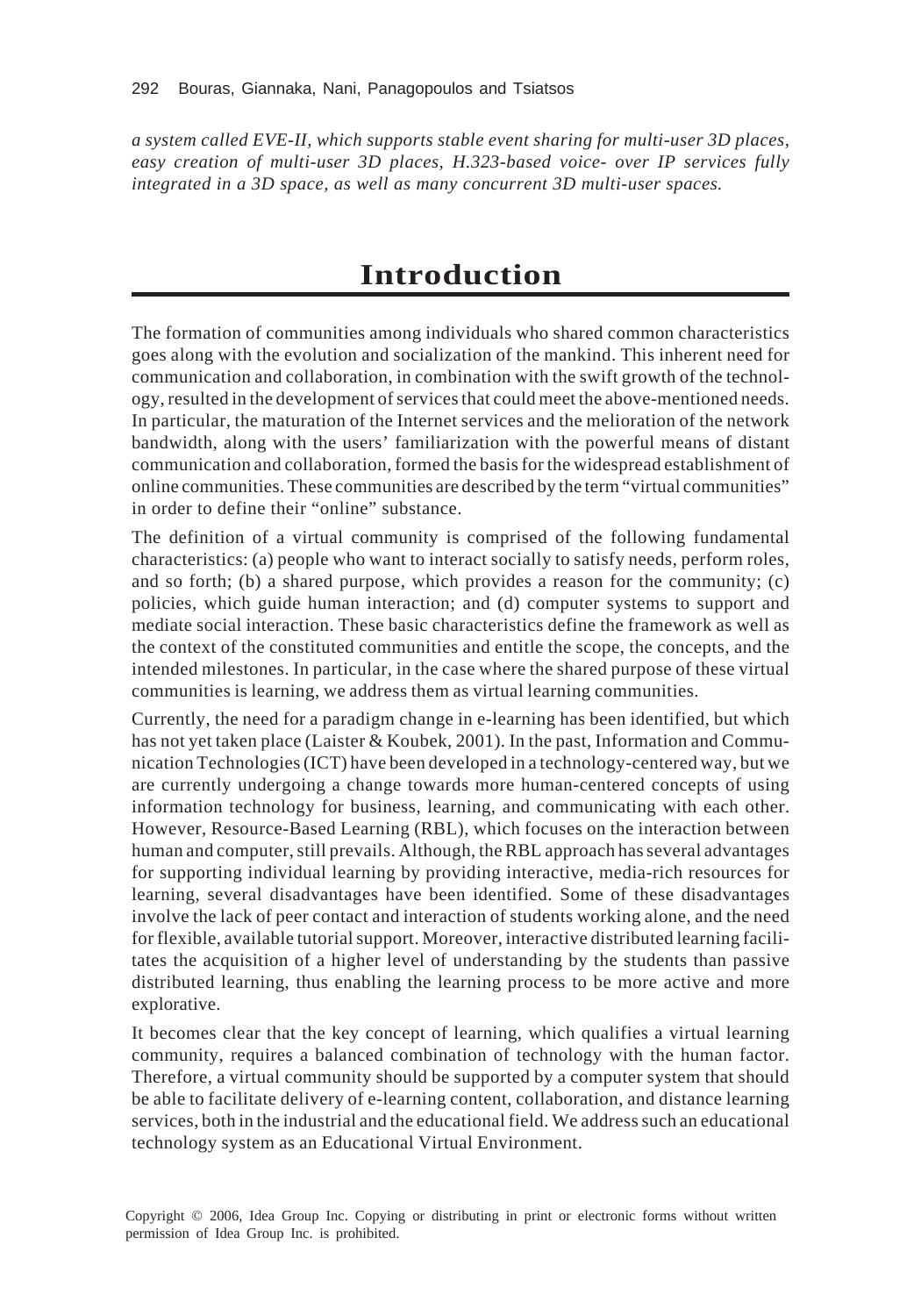*a system called EVE-II, which supports stable event sharing for multi-user 3D places, easy creation of multi-user 3D places, H.323-based voice- over IP services fully integrated in a 3D space, as well as many concurrent 3D multi-user spaces.*

## Introduction

The formation of communities among individuals who shared common characteristics goes along with the evolution and socialization of the mankind. This inherent need for communication and collaboration, in combination with the swift growth of the technology, resulted in the development of services that could meet the above-mentioned needs. In particular, the maturation of the Internet services and the melioration of the network bandwidth, along with the users' familiarization with the powerful means of distant communication and collaboration, formed the basis for the widespread establishment of online communities. These communities are described by the term "virtual communities" in order to define their "online" substance.

The definition of a virtual community is comprised of the following fundamental characteristics: (a) people who want to interact socially to satisfy needs, perform roles, and so forth; (b) a shared purpose, which provides a reason for the community; (c) policies, which guide human interaction; and (d) computer systems to support and mediate social interaction. These basic characteristics define the framework as well as the context of the constituted communities and entitle the scope, the concepts, and the intended milestones. In particular, in the case where the shared purpose of these virtual communities is learning, we address them as virtual learning communities.

Currently, the need for a paradigm change in e-learning has been identified, but which has not yet taken place (Laister & Koubek, 2001). In the past, Information and Communication Technologies (ICT) have been developed in a technology-centered way, but we are currently undergoing a change towards more human-centered concepts of using information technology for business, learning, and communicating with each other. However, Resource-Based Learning (RBL), which focuses on the interaction between human and computer, still prevails. Although, the RBL approach has several advantages for supporting individual learning by providing interactive, media-rich resources for learning, several disadvantages have been identified. Some of these disadvantages involve the lack of peer contact and interaction of students working alone, and the need for flexible, available tutorial support. Moreover, interactive distributed learning facilitates the acquisition of a higher level of understanding by the students than passive distributed learning, thus enabling the learning process to be more active and more explorative.

It becomes clear that the key concept of learning, which qualifies a virtual learning community, requires a balanced combination of technology with the human factor. Therefore, a virtual community should be supported by a computer system that should be able to facilitate delivery of e-learning content, collaboration, and distance learning services, both in the industrial and the educational field. We address such an educational technology system as an Educational Virtual Environment.

Copyright © 2006, Idea Group Inc. Copying or distributing in print or electronic forms without written permission of Idea Group Inc. is prohibited.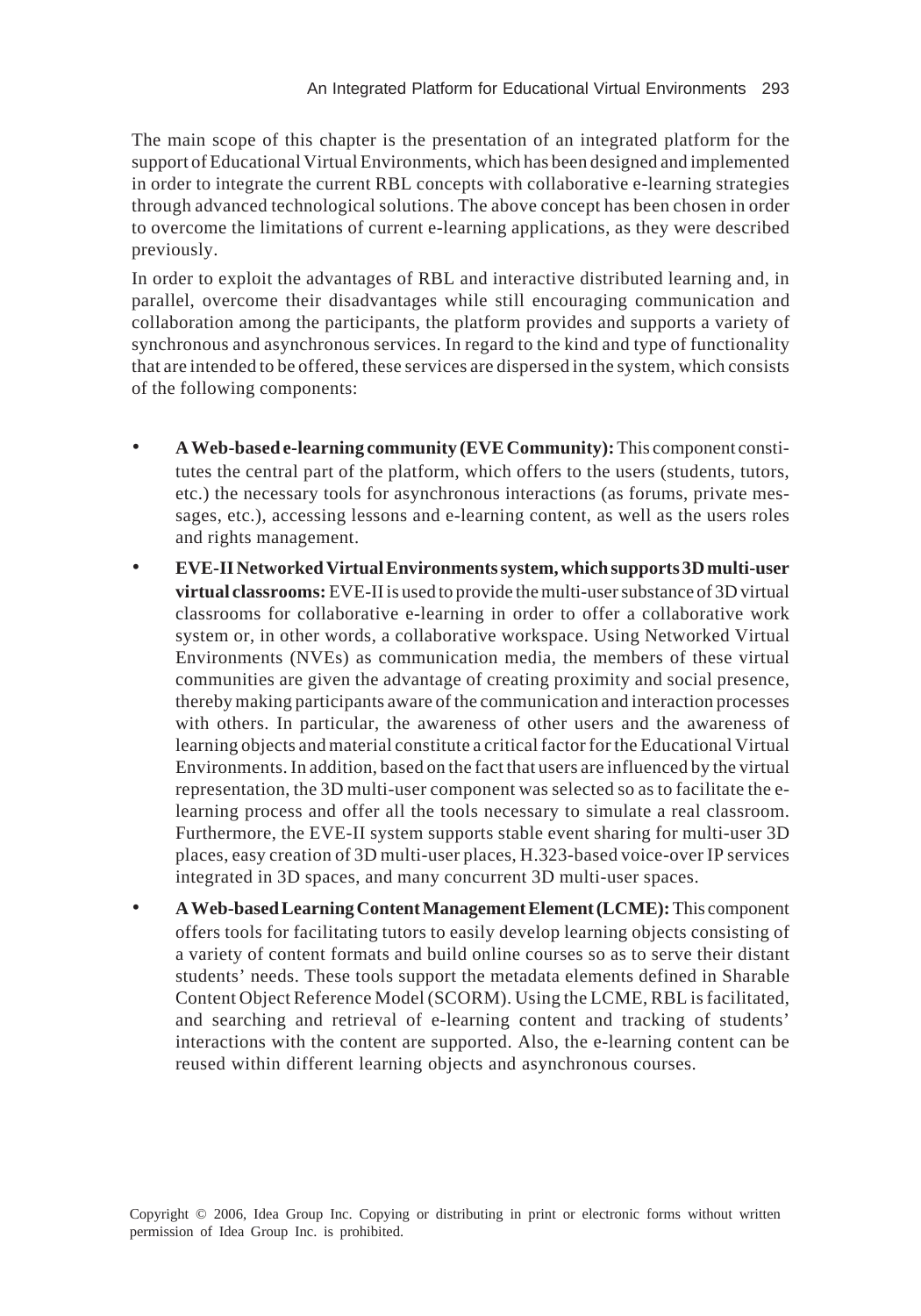The main scope of this chapter is the presentation of an integrated platform for the support of Educational Virtual Environments, which has been designed and implemented in order to integrate the current RBL concepts with collaborative e-learning strategies through advanced technological solutions. The above concept has been chosen in order to overcome the limitations of current e-learning applications, as they were described previously.

In order to exploit the advantages of RBL and interactive distributed learning and, in parallel, overcome their disadvantages while still encouraging communication and collaboration among the participants, the platform provides and supports a variety of synchronous and asynchronous services. In regard to the kind and type of functionality that are intended to be offered, these services are dispersed in the system, which consists of the following components:

- **A Web-based e-learning community (EVE Community):** This component constitutes the central part of the platform, which offers to the users (students, tutors, etc.) the necessary tools for asynchronous interactions (as forums, private messages, etc.), accessing lessons and e-learning content, as well as the users roles and rights management.
- **EVE-II Networked Virtual Environments system, which supports 3D multi-user virtual classrooms:** EVE-II is used to provide the multi-user substance of 3D virtual classrooms for collaborative e-learning in order to offer a collaborative work system or, in other words, a collaborative workspace. Using Networked Virtual Environments (NVEs) as communication media, the members of these virtual communities are given the advantage of creating proximity and social presence, thereby making participants aware of the communication and interaction processes with others. In particular, the awareness of other users and the awareness of learning objects and material constitute a critical factor for the Educational Virtual Environments. In addition, based on the fact that users are influenced by the virtual representation, the 3D multi-user component was selected so as to facilitate the e-learning process and offer all the tools necessary to simulate a real classroom. Furthermore, the EVE-II system supports stable event sharing for multi-user 3D places, easy creation of 3D multi-user places, H.323-based voice-over IP services integrated in 3D spaces, and many concurrent 3D multi-user spaces.
- **A Web-based Learning Content Management Element (LCME):** This component offers tools for facilitating tutors to easily develop learning objects consisting of a variety of content formats and build online courses so as to serve their distant students' needs. These tools support the metadata elements defined in Sharable Content Object Reference Model (SCORM). Using the LCME, RBL is facilitated, and searching and retrieval of e-learning content and tracking of students' interactions with the content are supported. Also, the e-learning content can be reused within different learning objects and asynchronous courses.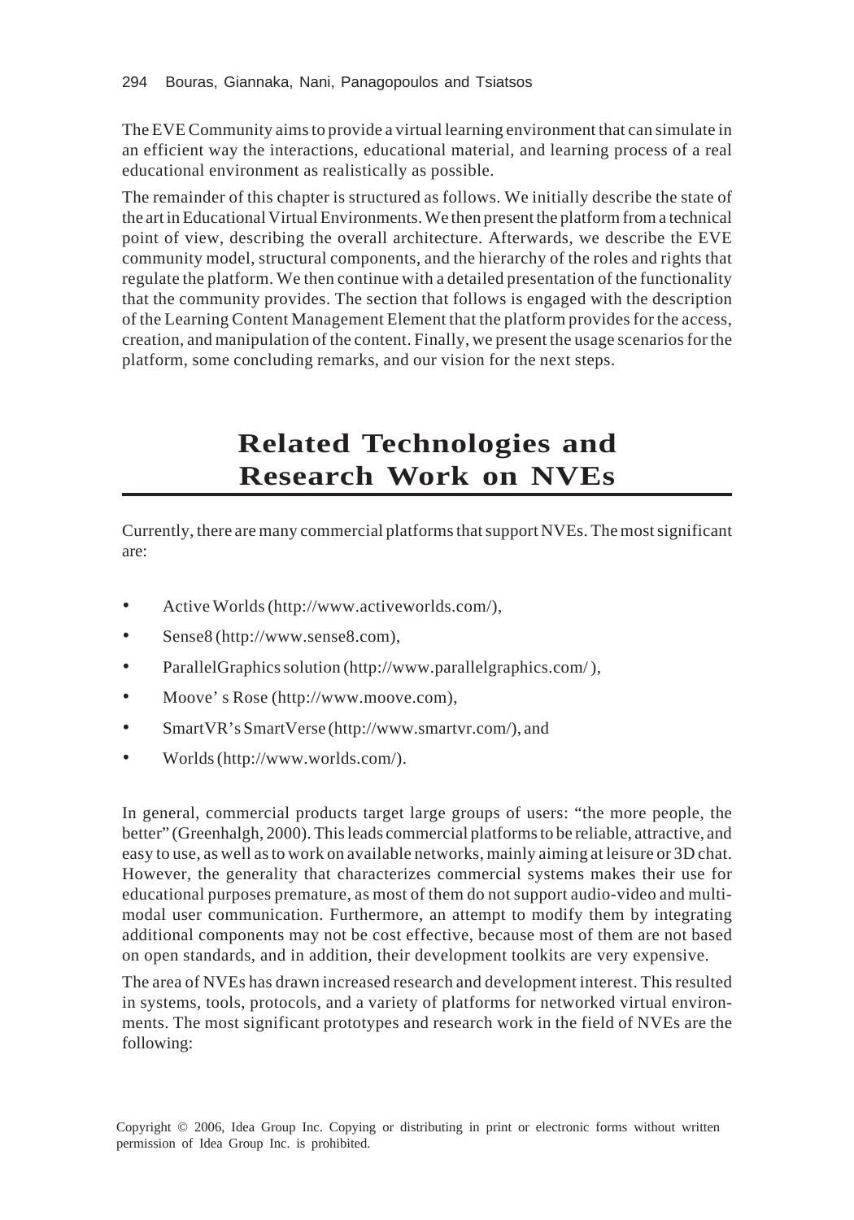The EVE Community aims to provide a virtual learning environment that can simulate in an efficient way the interactions, educational material, and learning process of a real educational environment as realistically as possible.

The remainder of this chapter is structured as follows. We initially describe the state of the art in Educational Virtual Environments. We then present the platform from a technical point of view, describing the overall architecture. Afterwards, we describe the EVE community model, structural components, and the hierarchy of the roles and rights that regulate the platform. We then continue with a detailed presentation of the functionality that the community provides. The section that follows is engaged with the description of the Learning Content Management Element that the platform provides for the access, creation, and manipulation of the content. Finally, we present the usage scenarios for the platform, some concluding remarks, and our vision for the next steps.

## Related Technologies and Research Work on NVEs

Currently, there are many commercial platforms that support NVEs. The most significant are:

- Active Worlds (http://www.activeworlds.com/),
- Sense8 (http://www.sense8.com),
- ParallelGraphics solution (http://www.parallelgraphics.com/ ),
- Moove' s Rose (http://www.moove.com),
- SmartVR's SmartVerse (http://www.smartvr.com/), and
- Worlds (http://www.worlds.com/).

In general, commercial products target large groups of users: "the more people, the better" (Greenhalgh, 2000). This leads commercial platforms to be reliable, attractive, and easy to use, as well as to work on available networks, mainly aiming at leisure or 3D chat. However, the generality that characterizes commercial systems makes their use for educational purposes premature, as most of them do not support audio-video and multi-modal user communication. Furthermore, an attempt to modify them by integrating additional components may not be cost effective, because most of them are not based on open standards, and in addition, their development toolkits are very expensive.

The area of NVEs has drawn increased research and development interest. This resulted in systems, tools, protocols, and a variety of platforms for networked virtual environments. The most significant prototypes and research work in the field of NVEs are the following: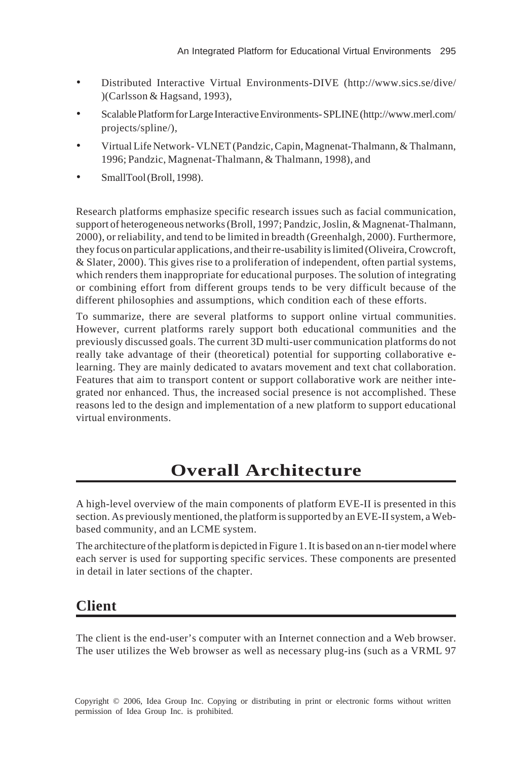- Distributed Interactive Virtual Environments-DIVE (http://www.sics.se/dive/)(Carlsson & Hagsand, 1993),
- Scalable Platform for Large Interactive Environments- SPLINE (http://www.merl.com/projects/spline/),
- Virtual Life Network- VLNET (Pandzic, Capin, Magnenat-Thalmann, & Thalmann, 1996; Pandzic, Magnenat-Thalmann, & Thalmann, 1998), and
- SmallTool (Broll, 1998).

Research platforms emphasize specific research issues such as facial communication, support of heterogeneous networks (Broll, 1997; Pandzic, Joslin, & Magnenat-Thalmann, 2000), or reliability, and tend to be limited in breadth (Greenhalgh, 2000). Furthermore, they focus on particular applications, and their re-usability is limited (Oliveira, Crowcroft, & Slater, 2000). This gives rise to a proliferation of independent, often partial systems, which renders them inappropriate for educational purposes. The solution of integrating or combining effort from different groups tends to be very difficult because of the different philosophies and assumptions, which condition each of these efforts.

To summarize, there are several platforms to support online virtual communities. However, current platforms rarely support both educational communities and the previously discussed goals. The current 3D multi-user communication platforms do not really take advantage of their (theoretical) potential for supporting collaborative e-learning. They are mainly dedicated to avatars movement and text chat collaboration. Features that aim to transport content or support collaborative work are neither integrated nor enhanced. Thus, the increased social presence is not accomplished. These reasons led to the design and implementation of a new platform to support educational virtual environments.

# Overall Architecture

A high-level overview of the main components of platform EVE-II is presented in this section. As previously mentioned, the platform is supported by an EVE-II system, a Web-based community, and an LCME system.

The architecture of the platform is depicted in Figure 1. It is based on an n-tier model where each server is used for supporting specific services. These components are presented in detail in later sections of the chapter.

## Client

The client is the end-user's computer with an Internet connection and a Web browser. The user utilizes the Web browser as well as necessary plug-ins (such as a VRML 97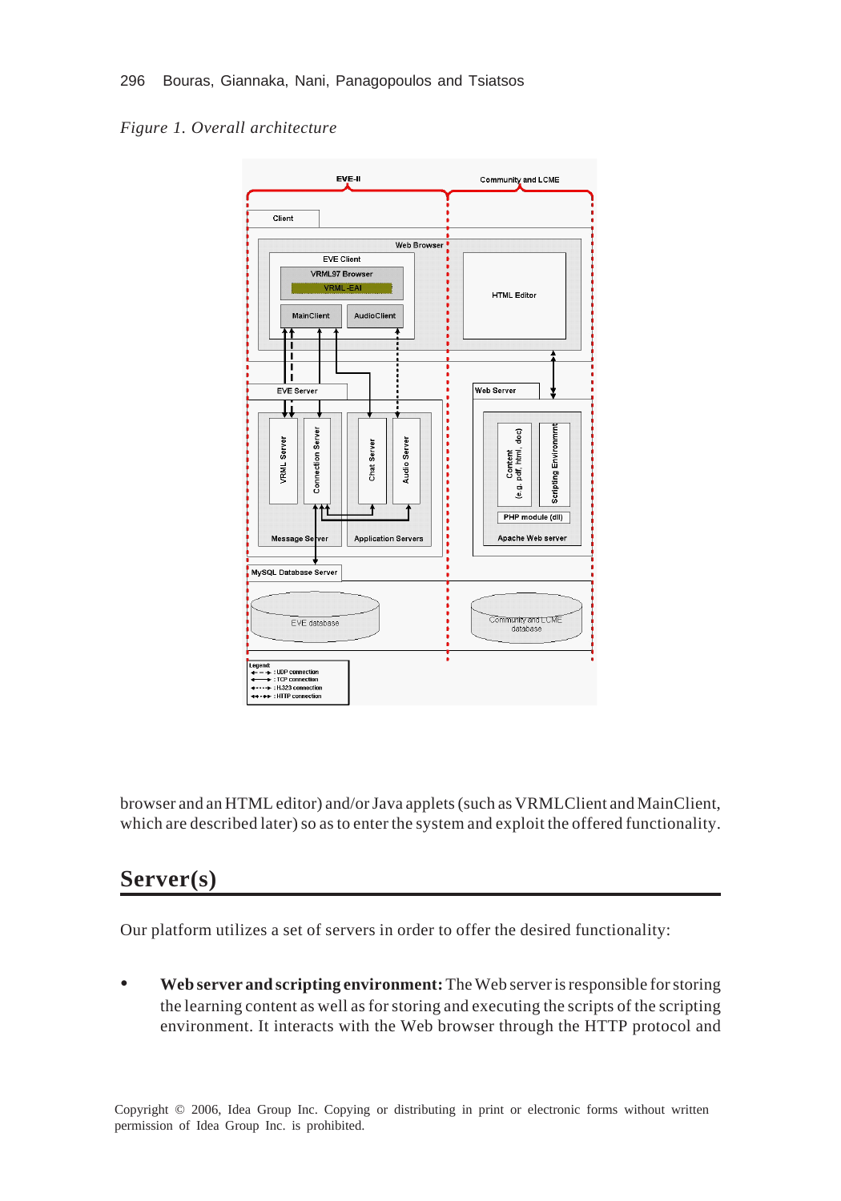*Figure 1. Overall architecture*

browser and an HTML editor) and/or Java applets (such as VRMLClient and MainClient, which are described later) so as to enter the system and exploit the offered functionality.

## Server(s)

Our platform utilizes a set of servers in order to offer the desired functionality:

- **Web server and scripting environment:** The Web server is responsible for storing the learning content as well as for storing and executing the scripts of the scripting environment. It interacts with the Web browser through the HTTP protocol and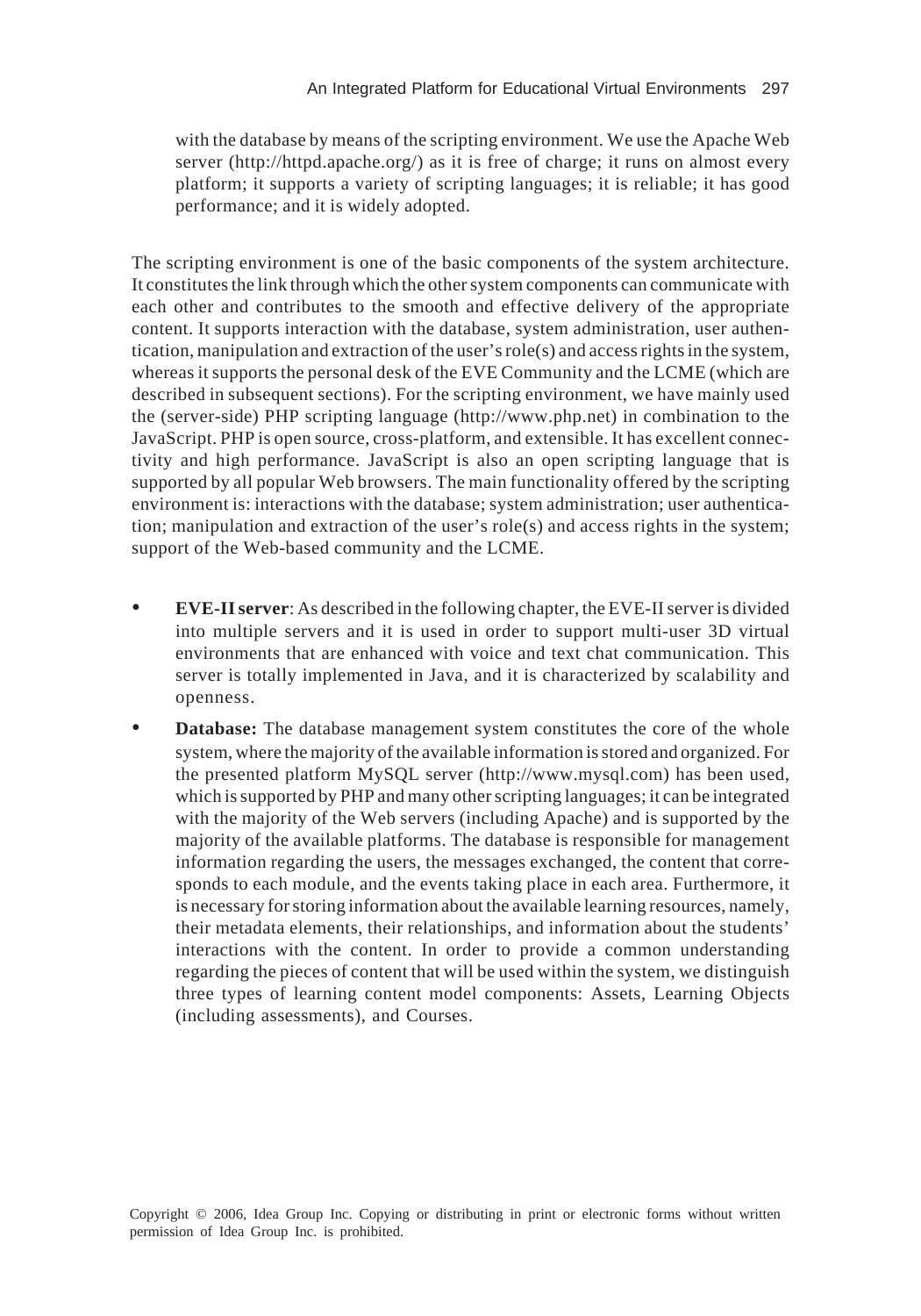with the database by means of the scripting environment. We use the Apache Web server (http://httpd.apache.org/) as it is free of charge; it runs on almost every platform; it supports a variety of scripting languages; it is reliable; it has good performance; and it is widely adopted.

The scripting environment is one of the basic components of the system architecture. It constitutes the link through which the other system components can communicate with each other and contributes to the smooth and effective delivery of the appropriate content. It supports interaction with the database, system administration, user authentication, manipulation and extraction of the user's role(s) and access rights in the system, whereas it supports the personal desk of the EVE Community and the LCME (which are described in subsequent sections). For the scripting environment, we have mainly used the (server-side) PHP scripting language (http://www.php.net) in combination to the JavaScript. PHP is open source, cross-platform, and extensible. It has excellent connectivity and high performance. JavaScript is also an open scripting language that is supported by all popular Web browsers. The main functionality offered by the scripting environment is: interactions with the database; system administration; user authentication; manipulation and extraction of the user's role(s) and access rights in the system; support of the Web-based community and the LCME.

- **EVE-II server**: As described in the following chapter, the EVE-II server is divided into multiple servers and it is used in order to support multi-user 3D virtual environments that are enhanced with voice and text chat communication. This server is totally implemented in Java, and it is characterized by scalability and openness.
- **Database:** The database management system constitutes the core of the whole system, where the majority of the available information is stored and organized. For the presented platform MySQL server (http://www.mysql.com) has been used, which is supported by PHP and many other scripting languages; it can be integrated with the majority of the Web servers (including Apache) and is supported by the majority of the available platforms. The database is responsible for management information regarding the users, the messages exchanged, the content that corresponds to each module, and the events taking place in each area. Furthermore, it is necessary for storing information about the available learning resources, namely, their metadata elements, their relationships, and information about the students' interactions with the content. In order to provide a common understanding regarding the pieces of content that will be used within the system, we distinguish three types of learning content model components: Assets, Learning Objects (including assessments), and Courses.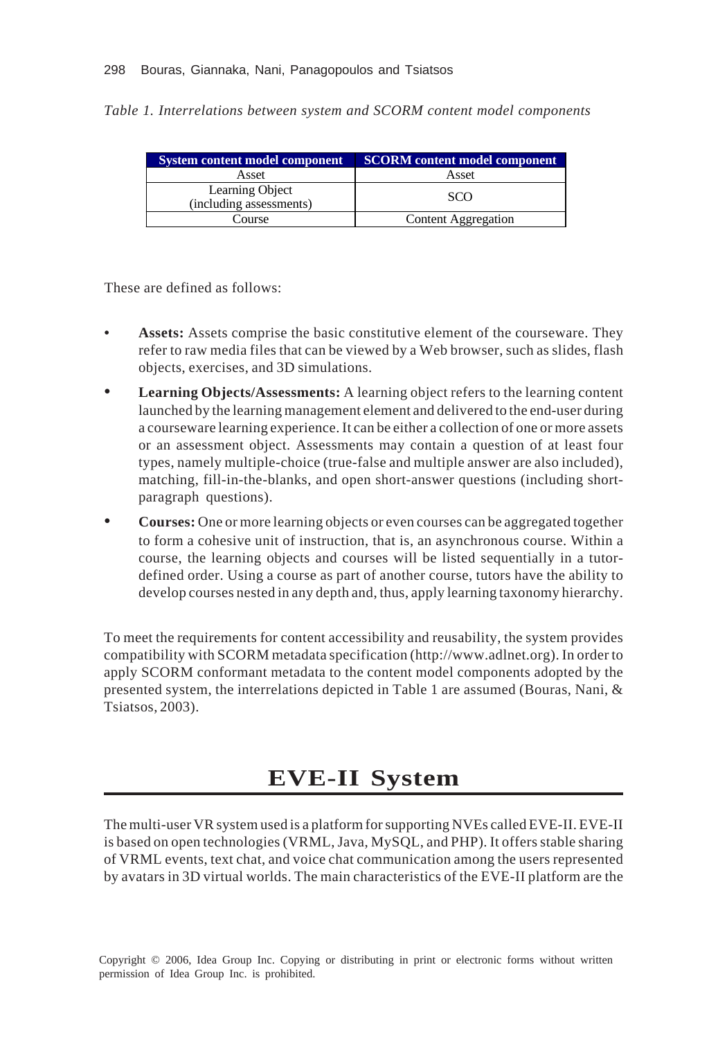*Table 1. Interrelations between system and SCORM content model components*

| System content model component | SCORM content model component |
|---|---|
| Asset | Asset |
| Learning Object (including assessments) | SCO |
| Course | Content Aggregation |

These are defined as follows:

- **Assets:** Assets comprise the basic constitutive element of the courseware. They refer to raw media files that can be viewed by a Web browser, such as slides, flash objects, exercises, and 3D simulations.
- **Learning Objects/Assessments:** A learning object refers to the learning content launched by the learning management element and delivered to the end-user during a courseware learning experience. It can be either a collection of one or more assets or an assessment object. Assessments may contain a question of at least four types, namely multiple-choice (true-false and multiple answer are also included), matching, fill-in-the-blanks, and open short-answer questions (including short-paragraph questions).
- **Courses:** One or more learning objects or even courses can be aggregated together to form a cohesive unit of instruction, that is, an asynchronous course. Within a course, the learning objects and courses will be listed sequentially in a tutor-defined order. Using a course as part of another course, tutors have the ability to develop courses nested in any depth and, thus, apply learning taxonomy hierarchy.

To meet the requirements for content accessibility and reusability, the system provides compatibility with SCORM metadata specification (http://www.adlnet.org). In order to apply SCORM conformant metadata to the content model components adopted by the presented system, the interrelations depicted in Table 1 are assumed (Bouras, Nani, & Tsiatsos, 2003).

# EVE-II System

The multi-user VR system used is a platform for supporting NVEs called EVE-II. EVE-II is based on open technologies (VRML, Java, MySQL, and PHP). It offers stable sharing of VRML events, text chat, and voice chat communication among the users represented by avatars in 3D virtual worlds. The main characteristics of the EVE-II platform are the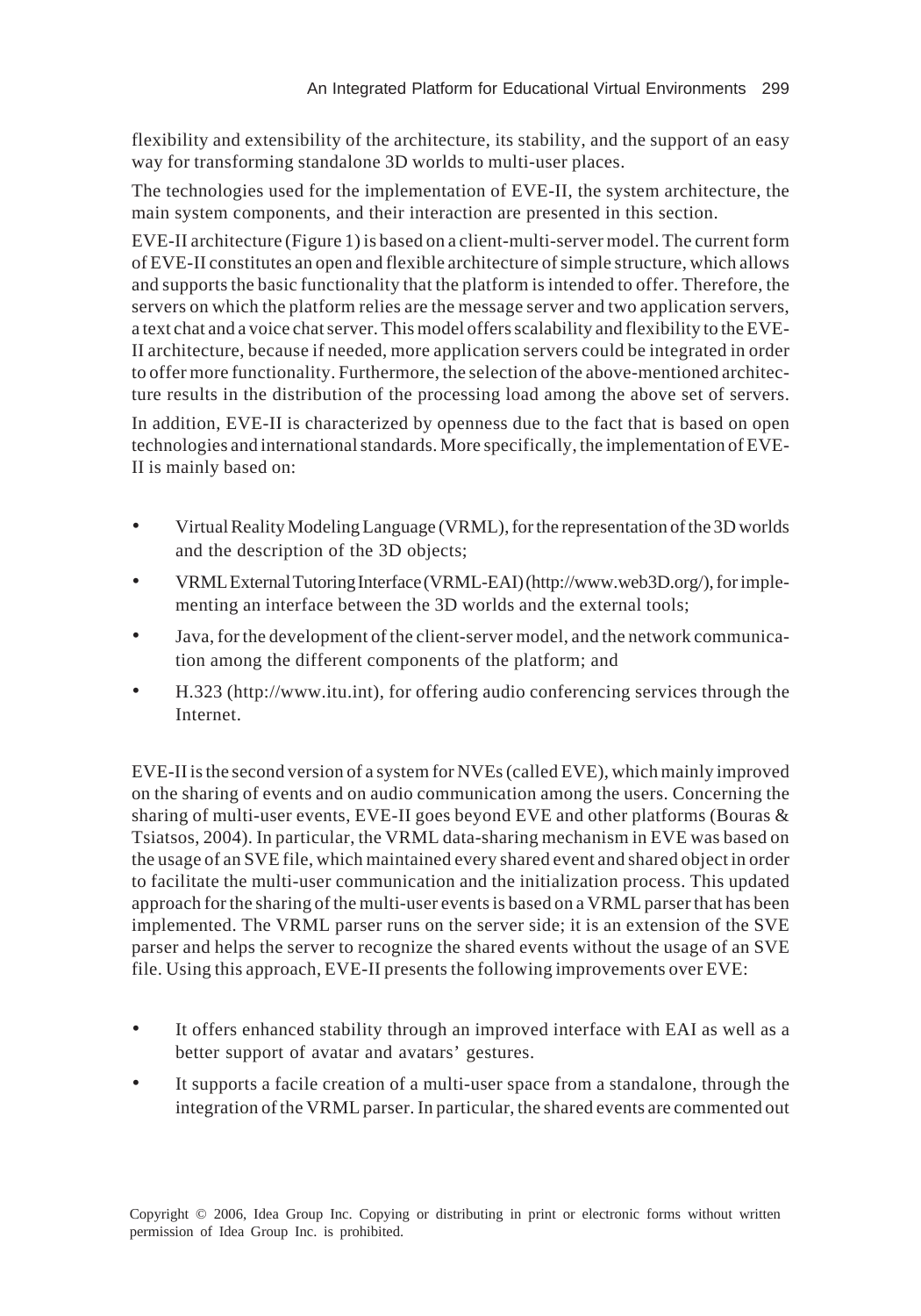flexibility and extensibility of the architecture, its stability, and the support of an easy way for transforming standalone 3D worlds to multi-user places.

The technologies used for the implementation of EVE-II, the system architecture, the main system components, and their interaction are presented in this section.

EVE-II architecture (Figure 1) is based on a client-multi-server model. The current form of EVE-II constitutes an open and flexible architecture of simple structure, which allows and supports the basic functionality that the platform is intended to offer. Therefore, the servers on which the platform relies are the message server and two application servers, a text chat and a voice chat server. This model offers scalability and flexibility to the EVE-II architecture, because if needed, more application servers could be integrated in order to offer more functionality. Furthermore, the selection of the above-mentioned architecture results in the distribution of the processing load among the above set of servers.

In addition, EVE-II is characterized by openness due to the fact that is based on open technologies and international standards. More specifically, the implementation of EVE-II is mainly based on:

- Virtual Reality Modeling Language (VRML), for the representation of the 3D worlds and the description of the 3D objects;
- VRML External Tutoring Interface (VRML-EAI) (http://www.web3D.org/), for implementing an interface between the 3D worlds and the external tools;
- Java, for the development of the client-server model, and the network communication among the different components of the platform; and
- H.323 (http://www.itu.int), for offering audio conferencing services through the Internet.

EVE-II is the second version of a system for NVEs (called EVE), which mainly improved on the sharing of events and on audio communication among the users. Concerning the sharing of multi-user events, EVE-II goes beyond EVE and other platforms (Bouras & Tsiatsos, 2004). In particular, the VRML data-sharing mechanism in EVE was based on the usage of an SVE file, which maintained every shared event and shared object in order to facilitate the multi-user communication and the initialization process. This updated approach for the sharing of the multi-user events is based on a VRML parser that has been implemented. The VRML parser runs on the server side; it is an extension of the SVE parser and helps the server to recognize the shared events without the usage of an SVE file. Using this approach, EVE-II presents the following improvements over EVE:

- It offers enhanced stability through an improved interface with EAI as well as a better support of avatar and avatars' gestures.
- It supports a facile creation of a multi-user space from a standalone, through the integration of the VRML parser. In particular, the shared events are commented out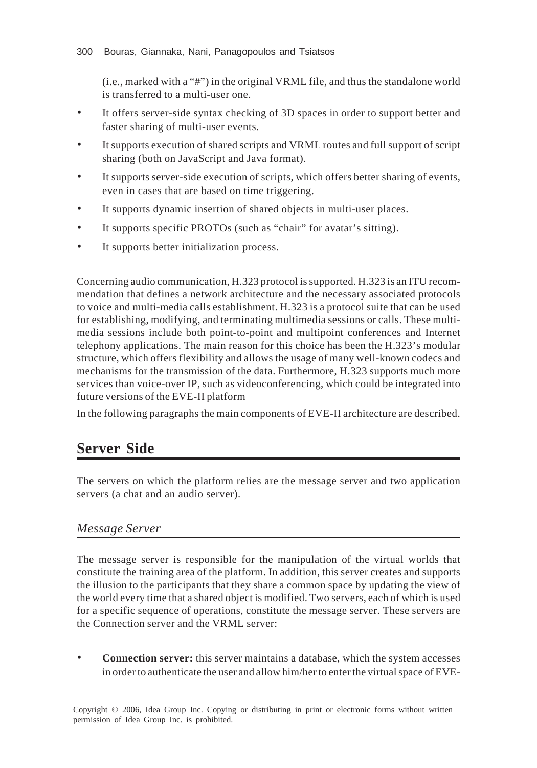(i.e., marked with a "#") in the original VRML file, and thus the standalone world is transferred to a multi-user one.

- It offers server-side syntax checking of 3D spaces in order to support better and faster sharing of multi-user events.
- It supports execution of shared scripts and VRML routes and full support of script sharing (both on JavaScript and Java format).
- It supports server-side execution of scripts, which offers better sharing of events, even in cases that are based on time triggering.
- It supports dynamic insertion of shared objects in multi-user places.
- It supports specific PROTOs (such as "chair" for avatar's sitting).
- It supports better initialization process.

Concerning audio communication, H.323 protocol is supported. H.323 is an ITU recommendation that defines a network architecture and the necessary associated protocols to voice and multi-media calls establishment. H.323 is a protocol suite that can be used for establishing, modifying, and terminating multimedia sessions or calls. These multimedia sessions include both point-to-point and multipoint conferences and Internet telephony applications. The main reason for this choice has been the H.323's modular structure, which offers flexibility and allows the usage of many well-known codecs and mechanisms for the transmission of the data. Furthermore, H.323 supports much more services than voice-over IP, such as videoconferencing, which could be integrated into future versions of the EVE-II platform

In the following paragraphs the main components of EVE-II architecture are described.

## Server Side

The servers on which the platform relies are the message server and two application servers (a chat and an audio server).

### *Message Server*

The message server is responsible for the manipulation of the virtual worlds that constitute the training area of the platform. In addition, this server creates and supports the illusion to the participants that they share a common space by updating the view of the world every time that a shared object is modified. Two servers, each of which is used for a specific sequence of operations, constitute the message server. These servers are the Connection server and the VRML server:

- **Connection server:** this server maintains a database, which the system accesses in order to authenticate the user and allow him/her to enter the virtual space of EVE-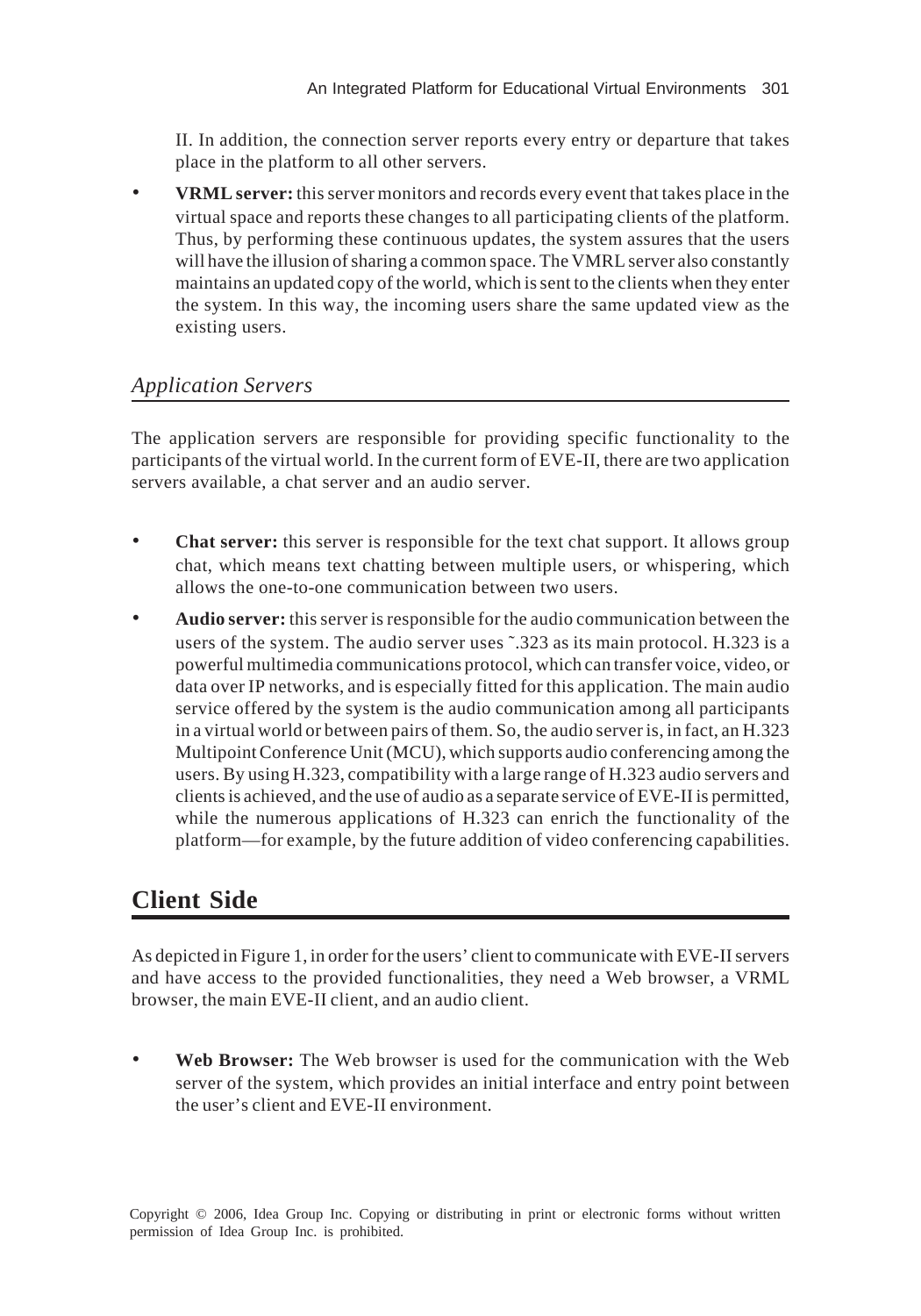II. In addition, the connection server reports every entry or departure that takes place in the platform to all other servers.

- **VRML server:** this server monitors and records every event that takes place in the virtual space and reports these changes to all participating clients of the platform. Thus, by performing these continuous updates, the system assures that the users will have the illusion of sharing a common space. The VMRL server also constantly maintains an updated copy of the world, which is sent to the clients when they enter the system. In this way, the incoming users share the same updated view as the existing users.

### *Application Servers*

The application servers are responsible for providing specific functionality to the participants of the virtual world. In the current form of EVE-II, there are two application servers available, a chat server and an audio server.

- **Chat server:** this server is responsible for the text chat support. It allows group chat, which means text chatting between multiple users, or whispering, which allows the one-to-one communication between two users.
- **Audio server:** this server is responsible for the audio communication between the users of the system. The audio server uses ˜.323 as its main protocol. H.323 is a powerful multimedia communications protocol, which can transfer voice, video, or data over IP networks, and is especially fitted for this application. The main audio service offered by the system is the audio communication among all participants in a virtual world or between pairs of them. So, the audio server is, in fact, an H.323 Multipoint Conference Unit (MCU), which supports audio conferencing among the users. By using H.323, compatibility with a large range of H.323 audio servers and clients is achieved, and the use of audio as a separate service of EVE-II is permitted, while the numerous applications of H.323 can enrich the functionality of the platform—for example, by the future addition of video conferencing capabilities.

## Client Side

As depicted in Figure 1, in order for the users' client to communicate with EVE-II servers and have access to the provided functionalities, they need a Web browser, a VRML browser, the main EVE-II client, and an audio client.

- **Web Browser:** The Web browser is used for the communication with the Web server of the system, which provides an initial interface and entry point between the user's client and EVE-II environment.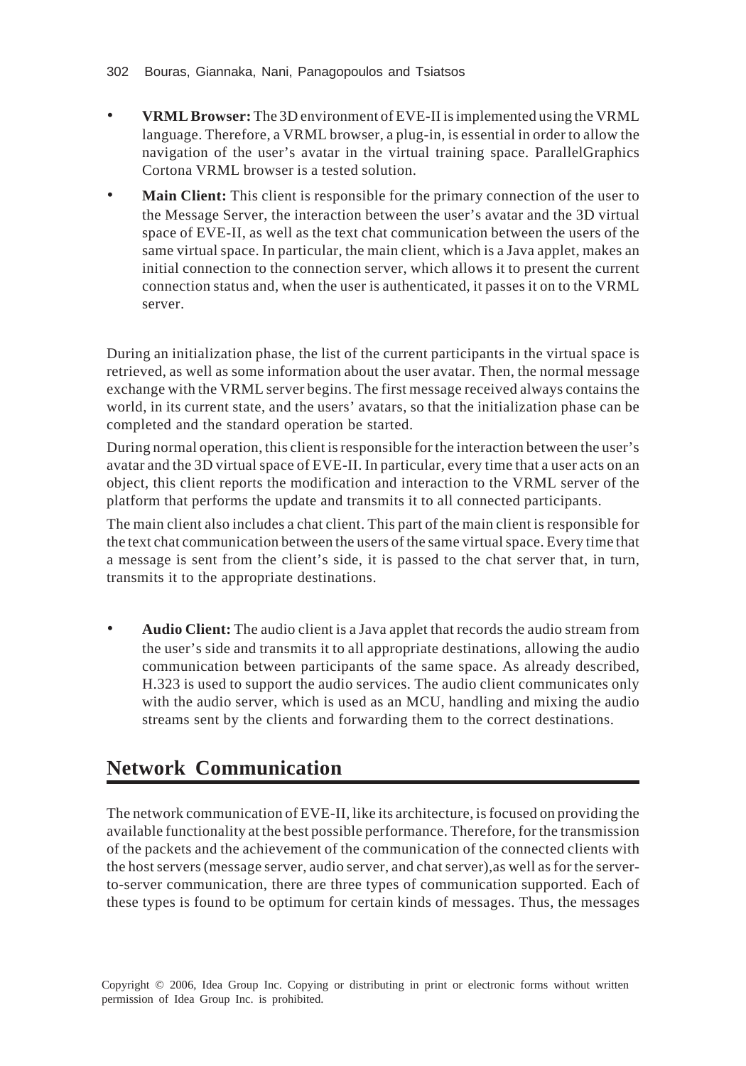- **VRML Browser:** The 3D environment of EVE-II is implemented using the VRML language. Therefore, a VRML browser, a plug-in, is essential in order to allow the navigation of the user's avatar in the virtual training space. ParallelGraphics Cortona VRML browser is a tested solution.
- **Main Client:** This client is responsible for the primary connection of the user to the Message Server, the interaction between the user's avatar and the 3D virtual space of EVE-II, as well as the text chat communication between the users of the same virtual space. In particular, the main client, which is a Java applet, makes an initial connection to the connection server, which allows it to present the current connection status and, when the user is authenticated, it passes it on to the VRML server.

During an initialization phase, the list of the current participants in the virtual space is retrieved, as well as some information about the user avatar. Then, the normal message exchange with the VRML server begins. The first message received always contains the world, in its current state, and the users' avatars, so that the initialization phase can be completed and the standard operation be started.

During normal operation, this client is responsible for the interaction between the user's avatar and the 3D virtual space of EVE-II. In particular, every time that a user acts on an object, this client reports the modification and interaction to the VRML server of the platform that performs the update and transmits it to all connected participants.

The main client also includes a chat client. This part of the main client is responsible for the text chat communication between the users of the same virtual space. Every time that a message is sent from the client's side, it is passed to the chat server that, in turn, transmits it to the appropriate destinations.

- **Audio Client:** The audio client is a Java applet that records the audio stream from the user's side and transmits it to all appropriate destinations, allowing the audio communication between participants of the same space. As already described, H.323 is used to support the audio services. The audio client communicates only with the audio server, which is used as an MCU, handling and mixing the audio streams sent by the clients and forwarding them to the correct destinations.

## Network Communication

The network communication of EVE-II, like its architecture, is focused on providing the available functionality at the best possible performance. Therefore, for the transmission of the packets and the achievement of the communication of the connected clients with the host servers (message server, audio server, and chat server),as well as for the server-to-server communication, there are three types of communication supported. Each of these types is found to be optimum for certain kinds of messages. Thus, the messages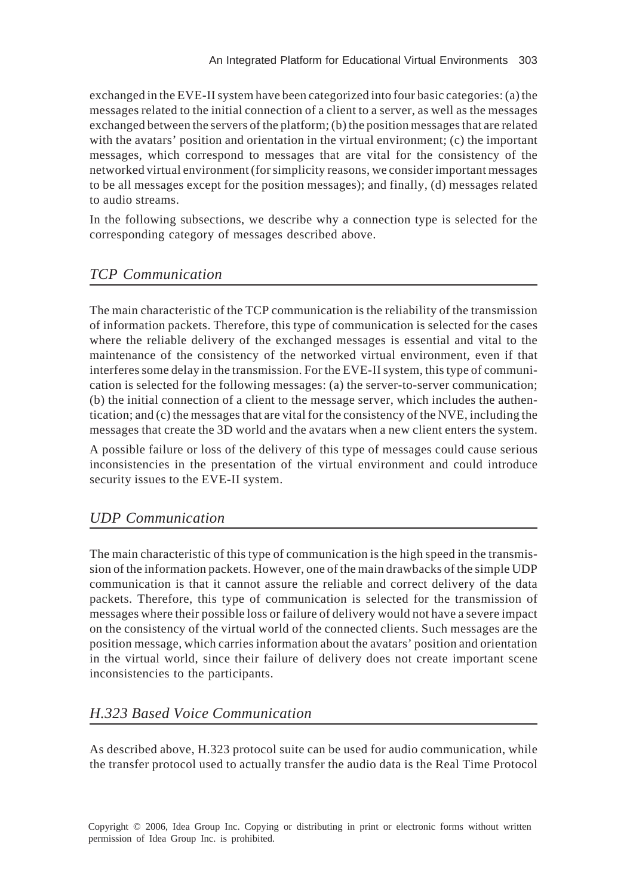exchanged in the EVE-II system have been categorized into four basic categories: (a) the messages related to the initial connection of a client to a server, as well as the messages exchanged between the servers of the platform; (b) the position messages that are related with the avatars' position and orientation in the virtual environment; (c) the important messages, which correspond to messages that are vital for the consistency of the networked virtual environment (for simplicity reasons, we consider important messages to be all messages except for the position messages); and finally, (d) messages related to audio streams.

In the following subsections, we describe why a connection type is selected for the corresponding category of messages described above.

## *TCP Communication*

The main characteristic of the TCP communication is the reliability of the transmission of information packets. Therefore, this type of communication is selected for the cases where the reliable delivery of the exchanged messages is essential and vital to the maintenance of the consistency of the networked virtual environment, even if that interferes some delay in the transmission. For the EVE-II system, this type of communication is selected for the following messages: (a) the server-to-server communication; (b) the initial connection of a client to the message server, which includes the authentication; and (c) the messages that are vital for the consistency of the NVE, including the messages that create the 3D world and the avatars when a new client enters the system.

A possible failure or loss of the delivery of this type of messages could cause serious inconsistencies in the presentation of the virtual environment and could introduce security issues to the EVE-II system.

## *UDP Communication*

The main characteristic of this type of communication is the high speed in the transmission of the information packets. However, one of the main drawbacks of the simple UDP communication is that it cannot assure the reliable and correct delivery of the data packets. Therefore, this type of communication is selected for the transmission of messages where their possible loss or failure of delivery would not have a severe impact on the consistency of the virtual world of the connected clients. Such messages are the position message, which carries information about the avatars' position and orientation in the virtual world, since their failure of delivery does not create important scene inconsistencies to the participants.

## *H.323 Based Voice Communication*

As described above, H.323 protocol suite can be used for audio communication, while the transfer protocol used to actually transfer the audio data is the Real Time Protocol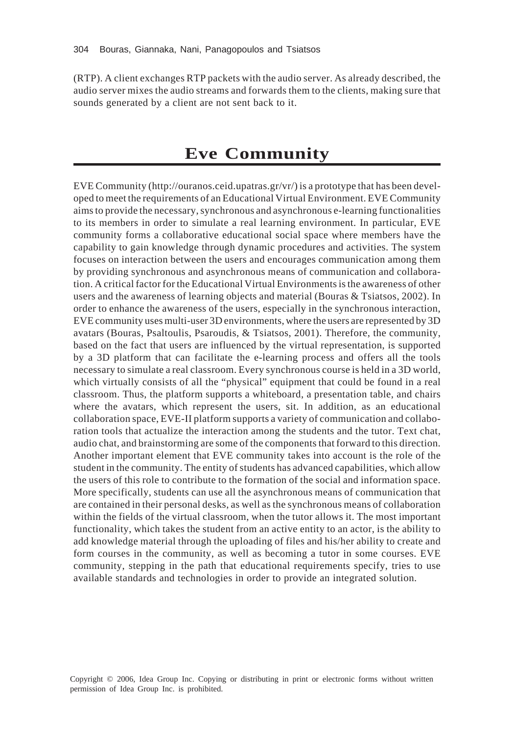(RTP). A client exchanges RTP packets with the audio server. As already described, the audio server mixes the audio streams and forwards them to the clients, making sure that sounds generated by a client are not sent back to it.

# Eve Community

EVE Community (http://ouranos.ceid.upatras.gr/vr/) is a prototype that has been developed to meet the requirements of an Educational Virtual Environment. EVE Community aims to provide the necessary, synchronous and asynchronous e-learning functionalities to its members in order to simulate a real learning environment. In particular, EVE community forms a collaborative educational social space where members have the capability to gain knowledge through dynamic procedures and activities. The system focuses on interaction between the users and encourages communication among them by providing synchronous and asynchronous means of communication and collaboration. A critical factor for the Educational Virtual Environments is the awareness of other users and the awareness of learning objects and material (Bouras & Tsiatsos, 2002). In order to enhance the awareness of the users, especially in the synchronous interaction, EVE community uses multi-user 3D environments, where the users are represented by 3D avatars (Bouras, Psaltoulis, Psaroudis, & Tsiatsos, 2001). Therefore, the community, based on the fact that users are influenced by the virtual representation, is supported by a 3D platform that can facilitate the e-learning process and offers all the tools necessary to simulate a real classroom. Every synchronous course is held in a 3D world, which virtually consists of all the "physical" equipment that could be found in a real classroom. Thus, the platform supports a whiteboard, a presentation table, and chairs where the avatars, which represent the users, sit. In addition, as an educational collaboration space, EVE-II platform supports a variety of communication and collaboration tools that actualize the interaction among the students and the tutor. Text chat, audio chat, and brainstorming are some of the components that forward to this direction. Another important element that EVE community takes into account is the role of the student in the community. The entity of students has advanced capabilities, which allow the users of this role to contribute to the formation of the social and information space. More specifically, students can use all the asynchronous means of communication that are contained in their personal desks, as well as the synchronous means of collaboration within the fields of the virtual classroom, when the tutor allows it. The most important functionality, which takes the student from an active entity to an actor, is the ability to add knowledge material through the uploading of files and his/her ability to create and form courses in the community, as well as becoming a tutor in some courses. EVE community, stepping in the path that educational requirements specify, tries to use available standards and technologies in order to provide an integrated solution.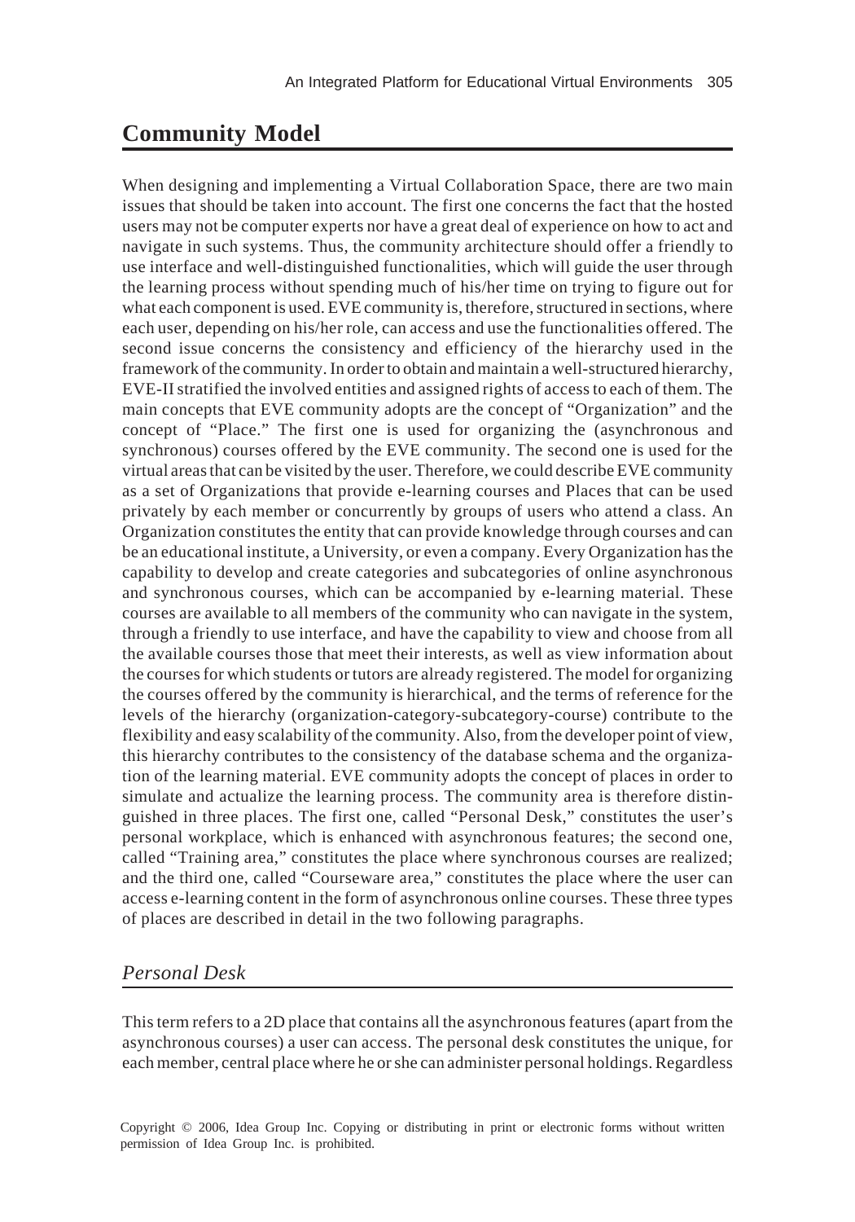## Community Model

When designing and implementing a Virtual Collaboration Space, there are two main issues that should be taken into account. The first one concerns the fact that the hosted users may not be computer experts nor have a great deal of experience on how to act and navigate in such systems. Thus, the community architecture should offer a friendly to use interface and well-distinguished functionalities, which will guide the user through the learning process without spending much of his/her time on trying to figure out for what each component is used. EVE community is, therefore, structured in sections, where each user, depending on his/her role, can access and use the functionalities offered. The second issue concerns the consistency and efficiency of the hierarchy used in the framework of the community. In order to obtain and maintain a well-structured hierarchy, EVE-II stratified the involved entities and assigned rights of access to each of them. The main concepts that EVE community adopts are the concept of "Organization" and the concept of "Place." The first one is used for organizing the (asynchronous and synchronous) courses offered by the EVE community. The second one is used for the virtual areas that can be visited by the user. Therefore, we could describe EVE community as a set of Organizations that provide e-learning courses and Places that can be used privately by each member or concurrently by groups of users who attend a class. An Organization constitutes the entity that can provide knowledge through courses and can be an educational institute, a University, or even a company. Every Organization has the capability to develop and create categories and subcategories of online asynchronous and synchronous courses, which can be accompanied by e-learning material. These courses are available to all members of the community who can navigate in the system, through a friendly to use interface, and have the capability to view and choose from all the available courses those that meet their interests, as well as view information about the courses for which students or tutors are already registered. The model for organizing the courses offered by the community is hierarchical, and the terms of reference for the levels of the hierarchy (organization-category-subcategory-course) contribute to the flexibility and easy scalability of the community. Also, from the developer point of view, this hierarchy contributes to the consistency of the database schema and the organization of the learning material. EVE community adopts the concept of places in order to simulate and actualize the learning process. The community area is therefore distinguished in three places. The first one, called "Personal Desk," constitutes the user's personal workplace, which is enhanced with asynchronous features; the second one, called "Training area," constitutes the place where synchronous courses are realized; and the third one, called "Courseware area," constitutes the place where the user can access e-learning content in the form of asynchronous online courses. These three types of places are described in detail in the two following paragraphs.

### *Personal Desk*

This term refers to a 2D place that contains all the asynchronous features (apart from the asynchronous courses) a user can access. The personal desk constitutes the unique, for each member, central place where he or she can administer personal holdings. Regardless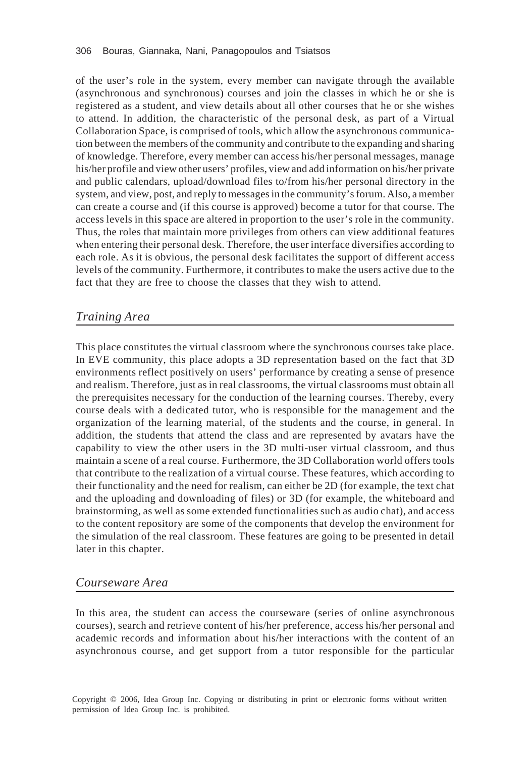of the user's role in the system, every member can navigate through the available (asynchronous and synchronous) courses and join the classes in which he or she is registered as a student, and view details about all other courses that he or she wishes to attend. In addition, the characteristic of the personal desk, as part of a Virtual Collaboration Space, is comprised of tools, which allow the asynchronous communication between the members of the community and contribute to the expanding and sharing of knowledge. Therefore, every member can access his/her personal messages, manage his/her profile and view other users' profiles, view and add information on his/her private and public calendars, upload/download files to/from his/her personal directory in the system, and view, post, and reply to messages in the community's forum. Also, a member can create a course and (if this course is approved) become a tutor for that course. The access levels in this space are altered in proportion to the user's role in the community. Thus, the roles that maintain more privileges from others can view additional features when entering their personal desk. Therefore, the user interface diversifies according to each role. As it is obvious, the personal desk facilitates the support of different access levels of the community. Furthermore, it contributes to make the users active due to the fact that they are free to choose the classes that they wish to attend.

## *Training Area*

This place constitutes the virtual classroom where the synchronous courses take place. In EVE community, this place adopts a 3D representation based on the fact that 3D environments reflect positively on users' performance by creating a sense of presence and realism. Therefore, just as in real classrooms, the virtual classrooms must obtain all the prerequisites necessary for the conduction of the learning courses. Thereby, every course deals with a dedicated tutor, who is responsible for the management and the organization of the learning material, of the students and the course, in general. In addition, the students that attend the class and are represented by avatars have the capability to view the other users in the 3D multi-user virtual classroom, and thus maintain a scene of a real course. Furthermore, the 3D Collaboration world offers tools that contribute to the realization of a virtual course. These features, which according to their functionality and the need for realism, can either be 2D (for example, the text chat and the uploading and downloading of files) or 3D (for example, the whiteboard and brainstorming, as well as some extended functionalities such as audio chat), and access to the content repository are some of the components that develop the environment for the simulation of the real classroom. These features are going to be presented in detail later in this chapter.

## *Courseware Area*

In this area, the student can access the courseware (series of online asynchronous courses), search and retrieve content of his/her preference, access his/her personal and academic records and information about his/her interactions with the content of an asynchronous course, and get support from a tutor responsible for the particular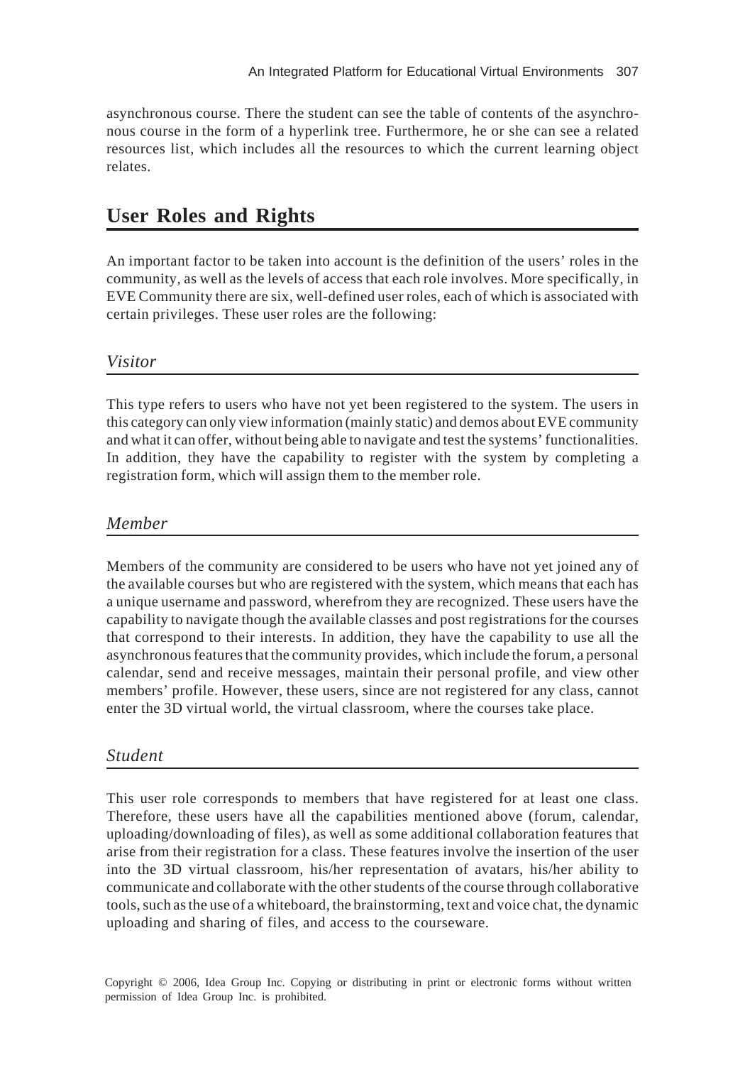asynchronous course. There the student can see the table of contents of the asynchronous course in the form of a hyperlink tree. Furthermore, he or she can see a related resources list, which includes all the resources to which the current learning object relates.

## User Roles and Rights

An important factor to be taken into account is the definition of the users' roles in the community, as well as the levels of access that each role involves. More specifically, in EVE Community there are six, well-defined user roles, each of which is associated with certain privileges. These user roles are the following:

### *Visitor*

This type refers to users who have not yet been registered to the system. The users in this category can only view information (mainly static) and demos about EVE community and what it can offer, without being able to navigate and test the systems' functionalities. In addition, they have the capability to register with the system by completing a registration form, which will assign them to the member role.

### *Member*

Members of the community are considered to be users who have not yet joined any of the available courses but who are registered with the system, which means that each has a unique username and password, wherefrom they are recognized. These users have the capability to navigate though the available classes and post registrations for the courses that correspond to their interests. In addition, they have the capability to use all the asynchronous features that the community provides, which include the forum, a personal calendar, send and receive messages, maintain their personal profile, and view other members' profile. However, these users, since are not registered for any class, cannot enter the 3D virtual world, the virtual classroom, where the courses take place.

### *Student*

This user role corresponds to members that have registered for at least one class. Therefore, these users have all the capabilities mentioned above (forum, calendar, uploading/downloading of files), as well as some additional collaboration features that arise from their registration for a class. These features involve the insertion of the user into the 3D virtual classroom, his/her representation of avatars, his/her ability to communicate and collaborate with the other students of the course through collaborative tools, such as the use of a whiteboard, the brainstorming, text and voice chat, the dynamic uploading and sharing of files, and access to the courseware.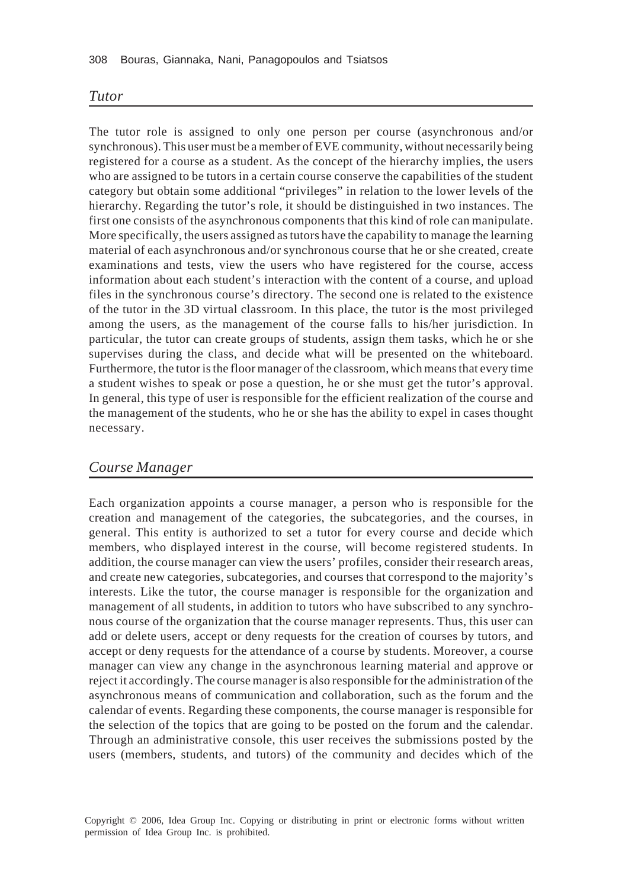## *Tutor*

The tutor role is assigned to only one person per course (asynchronous and/or synchronous). This user must be a member of EVE community, without necessarily being registered for a course as a student. As the concept of the hierarchy implies, the users who are assigned to be tutors in a certain course conserve the capabilities of the student category but obtain some additional "privileges" in relation to the lower levels of the hierarchy. Regarding the tutor's role, it should be distinguished in two instances. The first one consists of the asynchronous components that this kind of role can manipulate. More specifically, the users assigned as tutors have the capability to manage the learning material of each asynchronous and/or synchronous course that he or she created, create examinations and tests, view the users who have registered for the course, access information about each student's interaction with the content of a course, and upload files in the synchronous course's directory. The second one is related to the existence of the tutor in the 3D virtual classroom. In this place, the tutor is the most privileged among the users, as the management of the course falls to his/her jurisdiction. In particular, the tutor can create groups of students, assign them tasks, which he or she supervises during the class, and decide what will be presented on the whiteboard. Furthermore, the tutor is the floor manager of the classroom, which means that every time a student wishes to speak or pose a question, he or she must get the tutor's approval. In general, this type of user is responsible for the efficient realization of the course and the management of the students, who he or she has the ability to expel in cases thought necessary.

## *Course Manager*

Each organization appoints a course manager, a person who is responsible for the creation and management of the categories, the subcategories, and the courses, in general. This entity is authorized to set a tutor for every course and decide which members, who displayed interest in the course, will become registered students. In addition, the course manager can view the users' profiles, consider their research areas, and create new categories, subcategories, and courses that correspond to the majority's interests. Like the tutor, the course manager is responsible for the organization and management of all students, in addition to tutors who have subscribed to any synchronous course of the organization that the course manager represents. Thus, this user can add or delete users, accept or deny requests for the creation of courses by tutors, and accept or deny requests for the attendance of a course by students. Moreover, a course manager can view any change in the asynchronous learning material and approve or reject it accordingly. The course manager is also responsible for the administration of the asynchronous means of communication and collaboration, such as the forum and the calendar of events. Regarding these components, the course manager is responsible for the selection of the topics that are going to be posted on the forum and the calendar. Through an administrative console, this user receives the submissions posted by the users (members, students, and tutors) of the community and decides which of the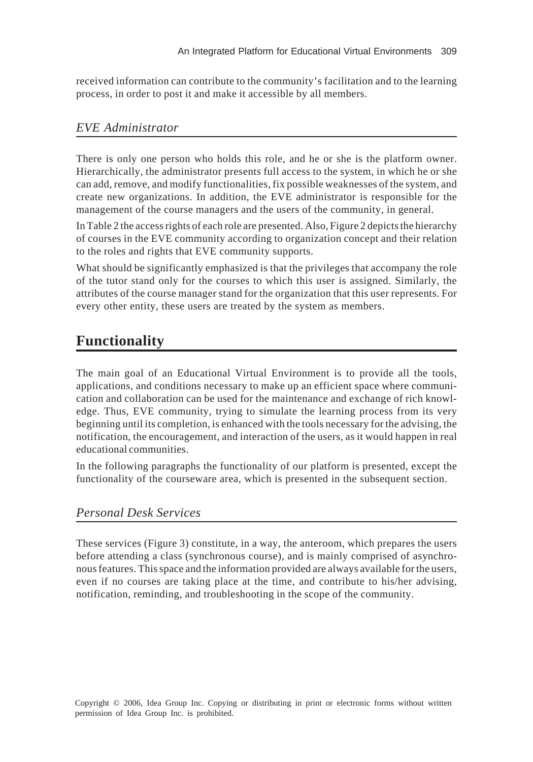received information can contribute to the community's facilitation and to the learning process, in order to post it and make it accessible by all members.

### *EVE Administrator*

There is only one person who holds this role, and he or she is the platform owner. Hierarchically, the administrator presents full access to the system, in which he or she can add, remove, and modify functionalities, fix possible weaknesses of the system, and create new organizations. In addition, the EVE administrator is responsible for the management of the course managers and the users of the community, in general.

In Table 2 the access rights of each role are presented. Also, Figure 2 depicts the hierarchy of courses in the EVE community according to organization concept and their relation to the roles and rights that EVE community supports.

What should be significantly emphasized is that the privileges that accompany the role of the tutor stand only for the courses to which this user is assigned. Similarly, the attributes of the course manager stand for the organization that this user represents. For every other entity, these users are treated by the system as members.

## Functionality

The main goal of an Educational Virtual Environment is to provide all the tools, applications, and conditions necessary to make up an efficient space where communication and collaboration can be used for the maintenance and exchange of rich knowledge. Thus, EVE community, trying to simulate the learning process from its very beginning until its completion, is enhanced with the tools necessary for the advising, the notification, the encouragement, and interaction of the users, as it would happen in real educational communities.

In the following paragraphs the functionality of our platform is presented, except the functionality of the courseware area, which is presented in the subsequent section.

### *Personal Desk Services*

These services (Figure 3) constitute, in a way, the anteroom, which prepares the users before attending a class (synchronous course), and is mainly comprised of asynchronous features. This space and the information provided are always available for the users, even if no courses are taking place at the time, and contribute to his/her advising, notification, reminding, and troubleshooting in the scope of the community.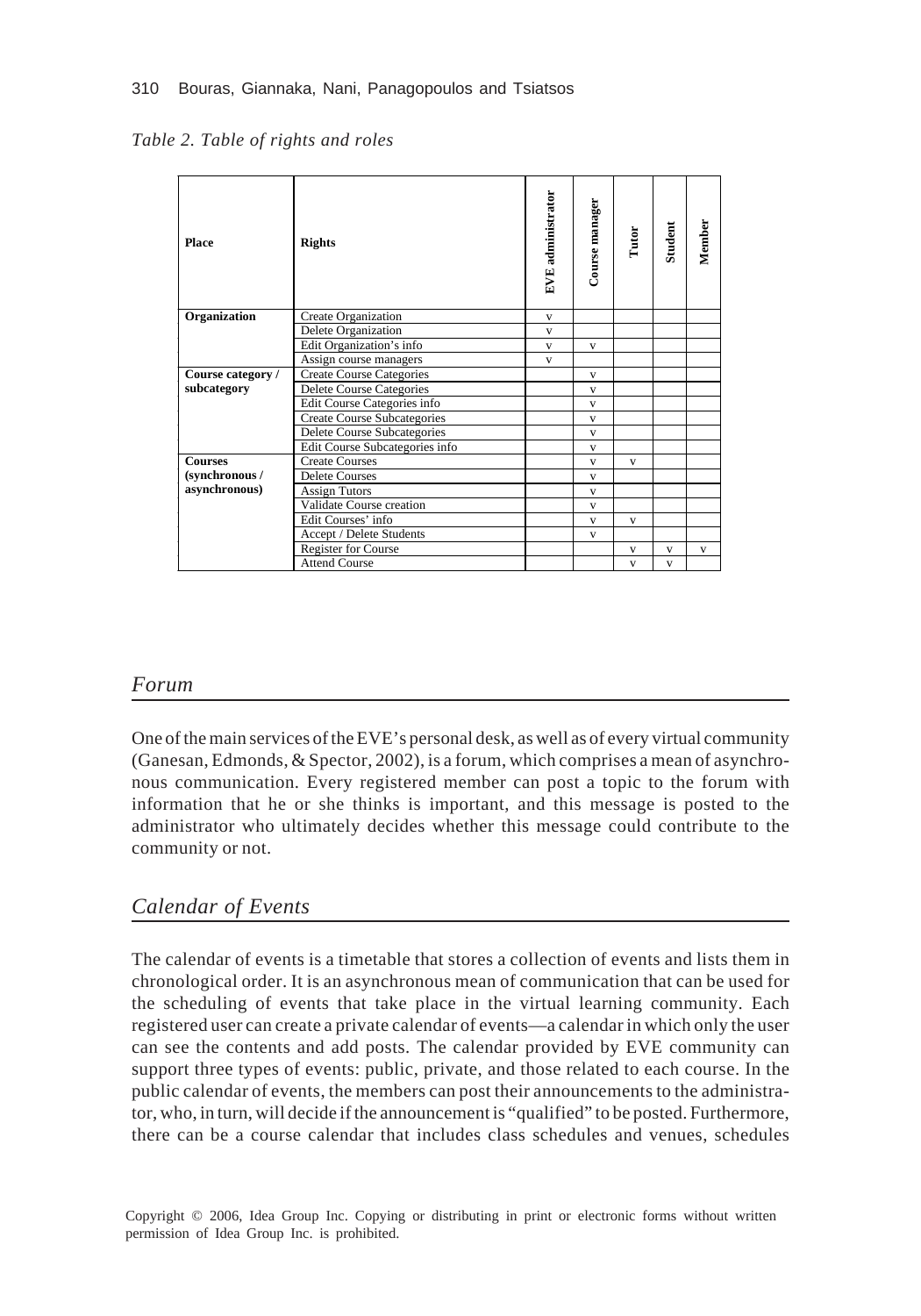*Table 2. Table of rights and roles*

| Place | Rights | EVE administrator | Course manager | Tutor | Student | Member |
|---|---|---|---|---|---|---|
| **Organization** | Create Organization | v | | | | |
| | Delete Organization | v | | | | |
| | Edit Organization's info | v | v | | | |
| | Assign course managers | v | | | | |
| **Course category / subcategory** | Create Course Categories | | v | | | |
| | Delete Course Categories | | v | | | |
| | Edit Course Categories info | | v | | | |
| | Create Course Subcategories | | v | | | |
| | Delete Course Subcategories | | v | | | |
| | Edit Course Subcategories info | | v | | | |
| **Courses (synchronous / asynchronous)** | Create Courses | | v | v | | |
| | Delete Courses | | v | | | |
| | Assign Tutors | | v | | | |
| | Validate Course creation | | v | | | |
| | Edit Courses' info | | v | v | | |
| | Accept / Delete Students | | v | | | |
| | Register for Course | | | v | v | v |
| | Attend Course | | | v | v | |

## *Forum*

One of the main services of the EVE's personal desk, as well as of every virtual community (Ganesan, Edmonds, & Spector, 2002), is a forum, which comprises a mean of asynchronous communication. Every registered member can post a topic to the forum with information that he or she thinks is important, and this message is posted to the administrator who ultimately decides whether this message could contribute to the community or not.

## *Calendar of Events*

The calendar of events is a timetable that stores a collection of events and lists them in chronological order. It is an asynchronous mean of communication that can be used for the scheduling of events that take place in the virtual learning community. Each registered user can create a private calendar of events—a calendar in which only the user can see the contents and add posts. The calendar provided by EVE community can support three types of events: public, private, and those related to each course. In the public calendar of events, the members can post their announcements to the administrator, who, in turn, will decide if the announcement is "qualified" to be posted. Furthermore, there can be a course calendar that includes class schedules and venues, schedules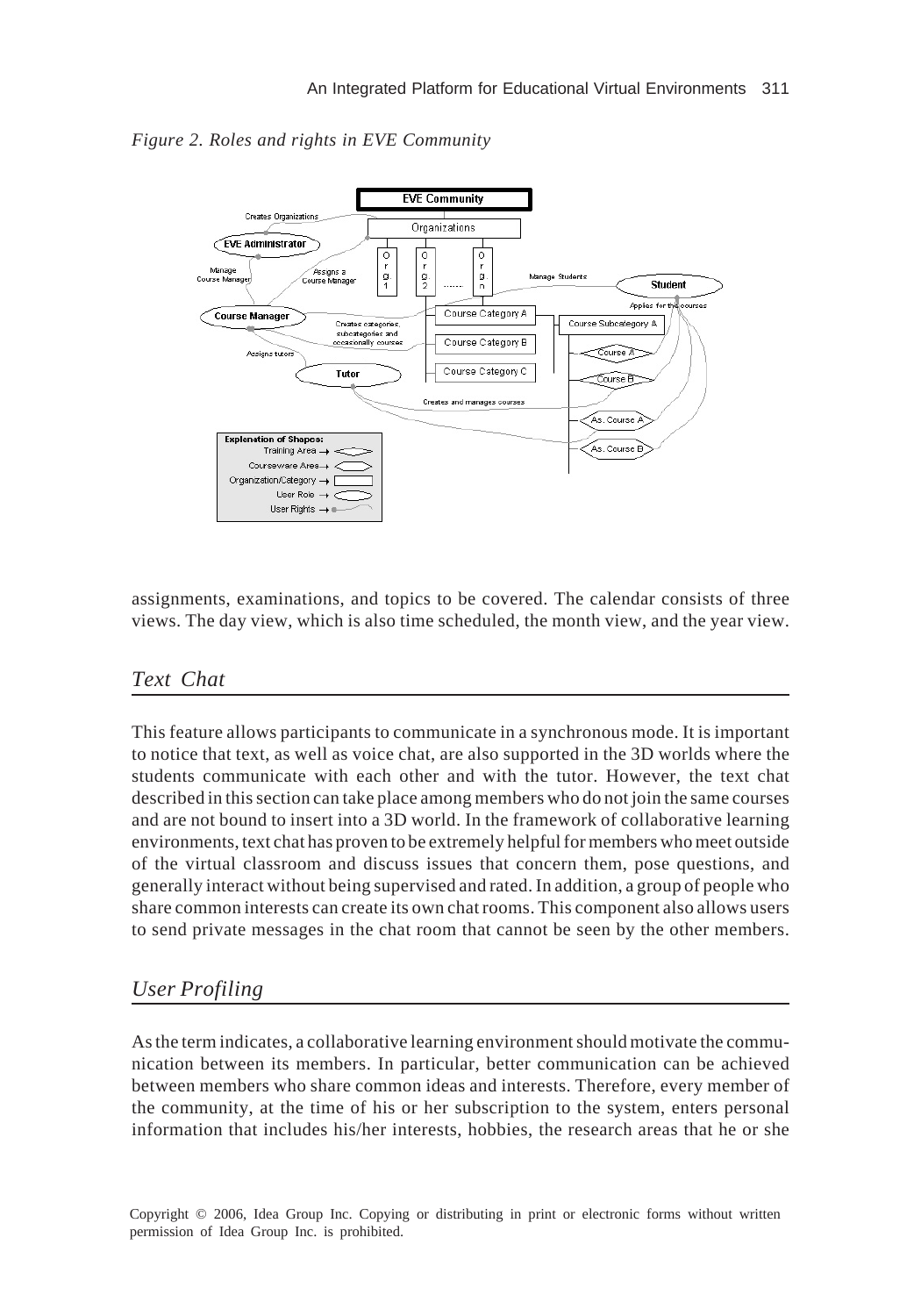*Figure 2. Roles and rights in EVE Community*

assignments, examinations, and topics to be covered. The calendar consists of three views. The day view, which is also time scheduled, the month view, and the year view.

## *Text Chat*

This feature allows participants to communicate in a synchronous mode. It is important to notice that text, as well as voice chat, are also supported in the 3D worlds where the students communicate with each other and with the tutor. However, the text chat described in this section can take place among members who do not join the same courses and are not bound to insert into a 3D world. In the framework of collaborative learning environments, text chat has proven to be extremely helpful for members who meet outside of the virtual classroom and discuss issues that concern them, pose questions, and generally interact without being supervised and rated. In addition, a group of people who share common interests can create its own chat rooms. This component also allows users to send private messages in the chat room that cannot be seen by the other members.

## *User Profiling*

As the term indicates, a collaborative learning environment should motivate the communication between its members. In particular, better communication can be achieved between members who share common ideas and interests. Therefore, every member of the community, at the time of his or her subscription to the system, enters personal information that includes his/her interests, hobbies, the research areas that he or she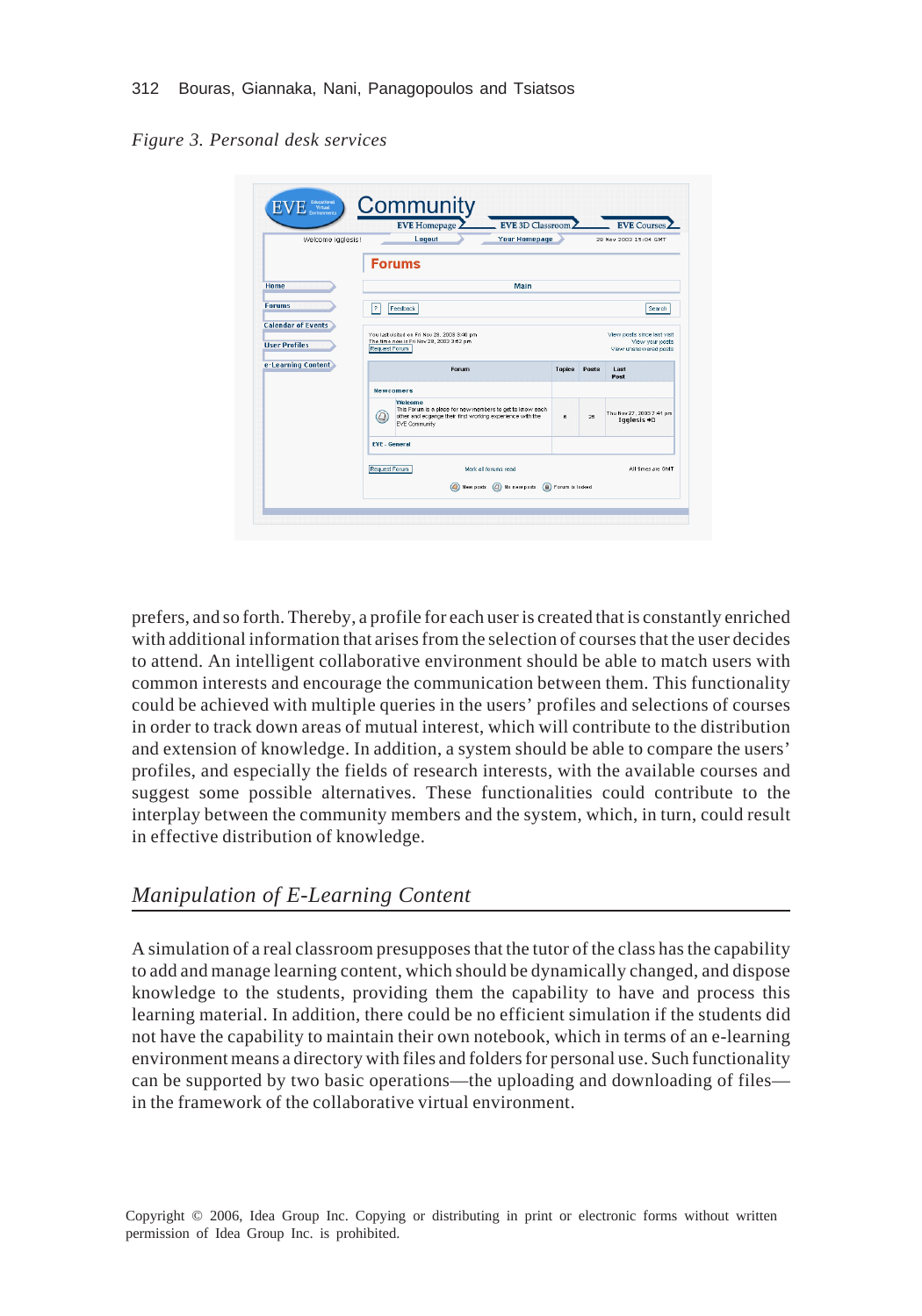*Figure 3. Personal desk services*

prefers, and so forth. Thereby, a profile for each user is created that is constantly enriched with additional information that arises from the selection of courses that the user decides to attend. An intelligent collaborative environment should be able to match users with common interests and encourage the communication between them. This functionality could be achieved with multiple queries in the users' profiles and selections of courses in order to track down areas of mutual interest, which will contribute to the distribution and extension of knowledge. In addition, a system should be able to compare the users' profiles, and especially the fields of research interests, with the available courses and suggest some possible alternatives. These functionalities could contribute to the interplay between the community members and the system, which, in turn, could result in effective distribution of knowledge.

## *Manipulation of E-Learning Content*

A simulation of a real classroom presupposes that the tutor of the class has the capability to add and manage learning content, which should be dynamically changed, and dispose knowledge to the students, providing them the capability to have and process this learning material. In addition, there could be no efficient simulation if the students did not have the capability to maintain their own notebook, which in terms of an e-learning environment means a directory with files and folders for personal use. Such functionality can be supported by two basic operations—the uploading and downloading of files—in the framework of the collaborative virtual environment.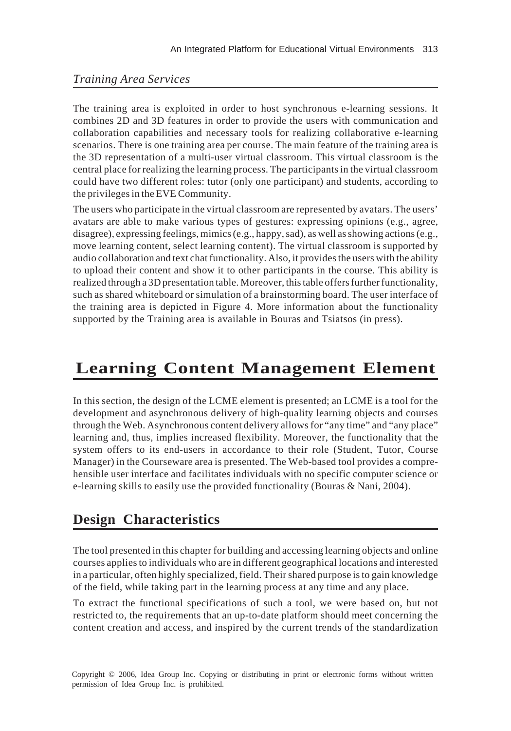### *Training Area Services*

The training area is exploited in order to host synchronous e-learning sessions. It combines 2D and 3D features in order to provide the users with communication and collaboration capabilities and necessary tools for realizing collaborative e-learning scenarios. There is one training area per course. The main feature of the training area is the 3D representation of a multi-user virtual classroom. This virtual classroom is the central place for realizing the learning process. The participants in the virtual classroom could have two different roles: tutor (only one participant) and students, according to the privileges in the EVE Community.

The users who participate in the virtual classroom are represented by avatars. The users' avatars are able to make various types of gestures: expressing opinions (e.g., agree, disagree), expressing feelings, mimics (e.g., happy, sad), as well as showing actions (e.g., move learning content, select learning content). The virtual classroom is supported by audio collaboration and text chat functionality. Also, it provides the users with the ability to upload their content and show it to other participants in the course. This ability is realized through a 3D presentation table. Moreover, this table offers further functionality, such as shared whiteboard or simulation of a brainstorming board. The user interface of the training area is depicted in Figure 4. More information about the functionality supported by the Training area is available in Bouras and Tsiatsos (in press).

# Learning Content Management Element

In this section, the design of the LCME element is presented; an LCME is a tool for the development and asynchronous delivery of high-quality learning objects and courses through the Web. Asynchronous content delivery allows for "any time" and "any place" learning and, thus, implies increased flexibility. Moreover, the functionality that the system offers to its end-users in accordance to their role (Student, Tutor, Course Manager) in the Courseware area is presented. The Web-based tool provides a comprehensible user interface and facilitates individuals with no specific computer science or e-learning skills to easily use the provided functionality (Bouras & Nani, 2004).

## Design Characteristics

The tool presented in this chapter for building and accessing learning objects and online courses applies to individuals who are in different geographical locations and interested in a particular, often highly specialized, field. Their shared purpose is to gain knowledge of the field, while taking part in the learning process at any time and any place.

To extract the functional specifications of such a tool, we were based on, but not restricted to, the requirements that an up-to-date platform should meet concerning the content creation and access, and inspired by the current trends of the standardization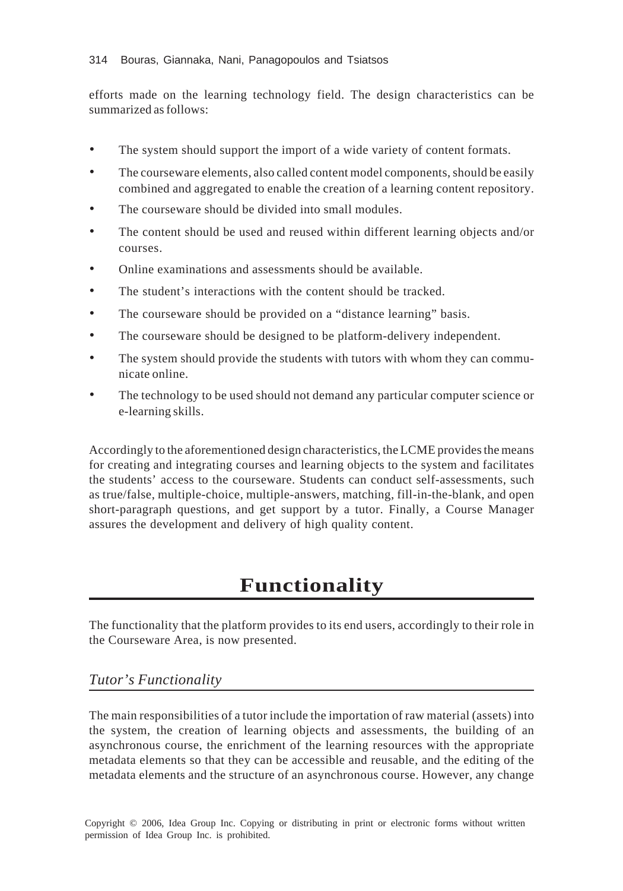efforts made on the learning technology field. The design characteristics can be summarized as follows:

- The system should support the import of a wide variety of content formats.
- The courseware elements, also called content model components, should be easily combined and aggregated to enable the creation of a learning content repository.
- The courseware should be divided into small modules.
- The content should be used and reused within different learning objects and/or courses.
- Online examinations and assessments should be available.
- The student's interactions with the content should be tracked.
- The courseware should be provided on a "distance learning" basis.
- The courseware should be designed to be platform-delivery independent.
- The system should provide the students with tutors with whom they can communicate online.
- The technology to be used should not demand any particular computer science or e-learning skills.

Accordingly to the aforementioned design characteristics, the LCME provides the means for creating and integrating courses and learning objects to the system and facilitates the students' access to the courseware. Students can conduct self-assessments, such as true/false, multiple-choice, multiple-answers, matching, fill-in-the-blank, and open short-paragraph questions, and get support by a tutor. Finally, a Course Manager assures the development and delivery of high quality content.

# Functionality

The functionality that the platform provides to its end users, accordingly to their role in the Courseware Area, is now presented.

## *Tutor's Functionality*

The main responsibilities of a tutor include the importation of raw material (assets) into the system, the creation of learning objects and assessments, the building of an asynchronous course, the enrichment of the learning resources with the appropriate metadata elements so that they can be accessible and reusable, and the editing of the metadata elements and the structure of an asynchronous course. However, any change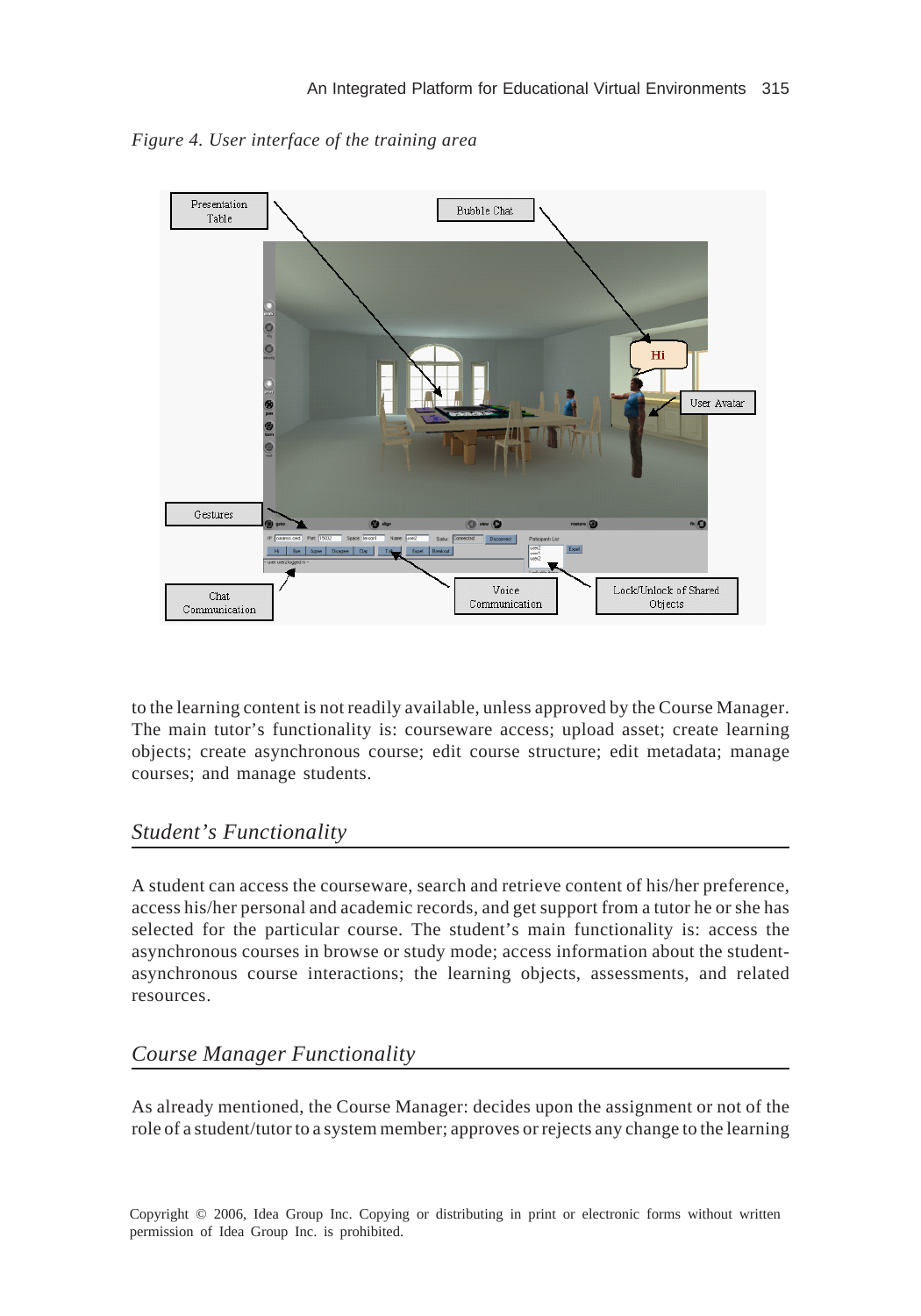*Figure 4. User interface of the training area*

to the learning content is not readily available, unless approved by the Course Manager. The main tutor's functionality is: courseware access; upload asset; create learning objects; create asynchronous course; edit course structure; edit metadata; manage courses; and manage students.

## *Student's Functionality*

A student can access the courseware, search and retrieve content of his/her preference, access his/her personal and academic records, and get support from a tutor he or she has selected for the particular course. The student's main functionality is: access the asynchronous courses in browse or study mode; access information about the student-asynchronous course interactions; the learning objects, assessments, and related resources.

## *Course Manager Functionality*

As already mentioned, the Course Manager: decides upon the assignment or not of the role of a student/tutor to a system member; approves or rejects any change to the learning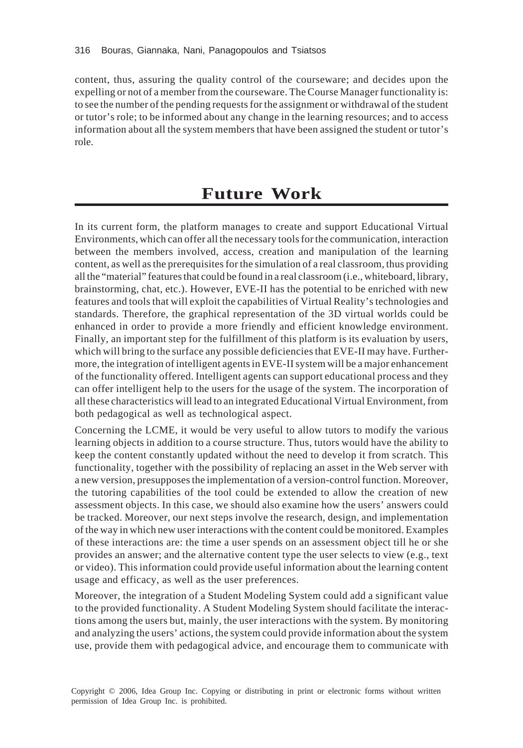content, thus, assuring the quality control of the courseware; and decides upon the expelling or not of a member from the courseware. The Course Manager functionality is: to see the number of the pending requests for the assignment or withdrawal of the student or tutor's role; to be informed about any change in the learning resources; and to access information about all the system members that have been assigned the student or tutor's role.

# Future Work

In its current form, the platform manages to create and support Educational Virtual Environments, which can offer all the necessary tools for the communication, interaction between the members involved, access, creation and manipulation of the learning content, as well as the prerequisites for the simulation of a real classroom, thus providing all the "material" features that could be found in a real classroom (i.e., whiteboard, library, brainstorming, chat, etc.). However, EVE-II has the potential to be enriched with new features and tools that will exploit the capabilities of Virtual Reality's technologies and standards. Therefore, the graphical representation of the 3D virtual worlds could be enhanced in order to provide a more friendly and efficient knowledge environment. Finally, an important step for the fulfillment of this platform is its evaluation by users, which will bring to the surface any possible deficiencies that EVE-II may have. Furthermore, the integration of intelligent agents in EVE-II system will be a major enhancement of the functionality offered. Intelligent agents can support educational process and they can offer intelligent help to the users for the usage of the system. The incorporation of all these characteristics will lead to an integrated Educational Virtual Environment, from both pedagogical as well as technological aspect.

Concerning the LCME, it would be very useful to allow tutors to modify the various learning objects in addition to a course structure. Thus, tutors would have the ability to keep the content constantly updated without the need to develop it from scratch. This functionality, together with the possibility of replacing an asset in the Web server with a new version, presupposes the implementation of a version-control function. Moreover, the tutoring capabilities of the tool could be extended to allow the creation of new assessment objects. In this case, we should also examine how the users' answers could be tracked. Moreover, our next steps involve the research, design, and implementation of the way in which new user interactions with the content could be monitored. Examples of these interactions are: the time a user spends on an assessment object till he or she provides an answer; and the alternative content type the user selects to view (e.g., text or video). This information could provide useful information about the learning content usage and efficacy, as well as the user preferences.

Moreover, the integration of a Student Modeling System could add a significant value to the provided functionality. A Student Modeling System should facilitate the interactions among the users but, mainly, the user interactions with the system. By monitoring and analyzing the users' actions, the system could provide information about the system use, provide them with pedagogical advice, and encourage them to communicate with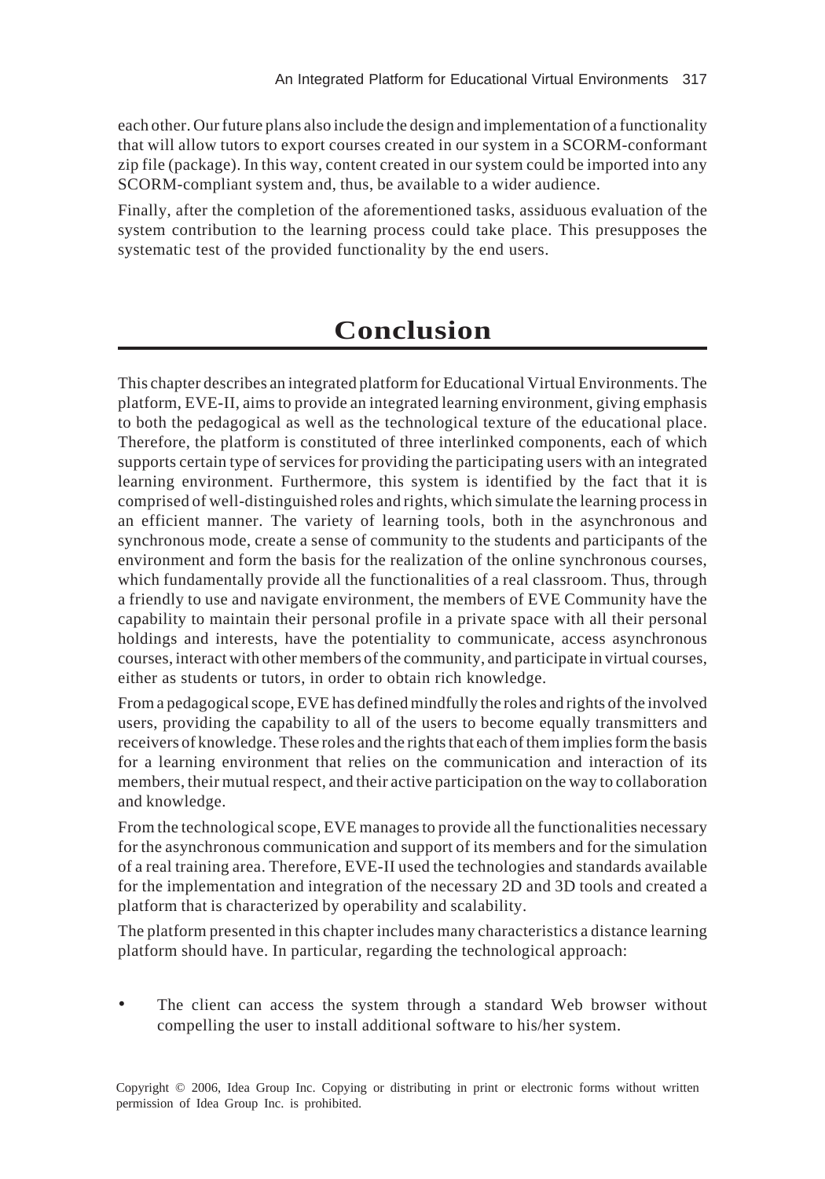each other. Our future plans also include the design and implementation of a functionality that will allow tutors to export courses created in our system in a SCORM-conformant zip file (package). In this way, content created in our system could be imported into any SCORM-compliant system and, thus, be available to a wider audience.

Finally, after the completion of the aforementioned tasks, assiduous evaluation of the system contribution to the learning process could take place. This presupposes the systematic test of the provided functionality by the end users.

# Conclusion

This chapter describes an integrated platform for Educational Virtual Environments. The platform, EVE-II, aims to provide an integrated learning environment, giving emphasis to both the pedagogical as well as the technological texture of the educational place. Therefore, the platform is constituted of three interlinked components, each of which supports certain type of services for providing the participating users with an integrated learning environment. Furthermore, this system is identified by the fact that it is comprised of well-distinguished roles and rights, which simulate the learning process in an efficient manner. The variety of learning tools, both in the asynchronous and synchronous mode, create a sense of community to the students and participants of the environment and form the basis for the realization of the online synchronous courses, which fundamentally provide all the functionalities of a real classroom. Thus, through a friendly to use and navigate environment, the members of EVE Community have the capability to maintain their personal profile in a private space with all their personal holdings and interests, have the potentiality to communicate, access asynchronous courses, interact with other members of the community, and participate in virtual courses, either as students or tutors, in order to obtain rich knowledge.

From a pedagogical scope, EVE has defined mindfully the roles and rights of the involved users, providing the capability to all of the users to become equally transmitters and receivers of knowledge. These roles and the rights that each of them implies form the basis for a learning environment that relies on the communication and interaction of its members, their mutual respect, and their active participation on the way to collaboration and knowledge.

From the technological scope, EVE manages to provide all the functionalities necessary for the asynchronous communication and support of its members and for the simulation of a real training area. Therefore, EVE-II used the technologies and standards available for the implementation and integration of the necessary 2D and 3D tools and created a platform that is characterized by operability and scalability.

The platform presented in this chapter includes many characteristics a distance learning platform should have. In particular, regarding the technological approach:

- The client can access the system through a standard Web browser without compelling the user to install additional software to his/her system.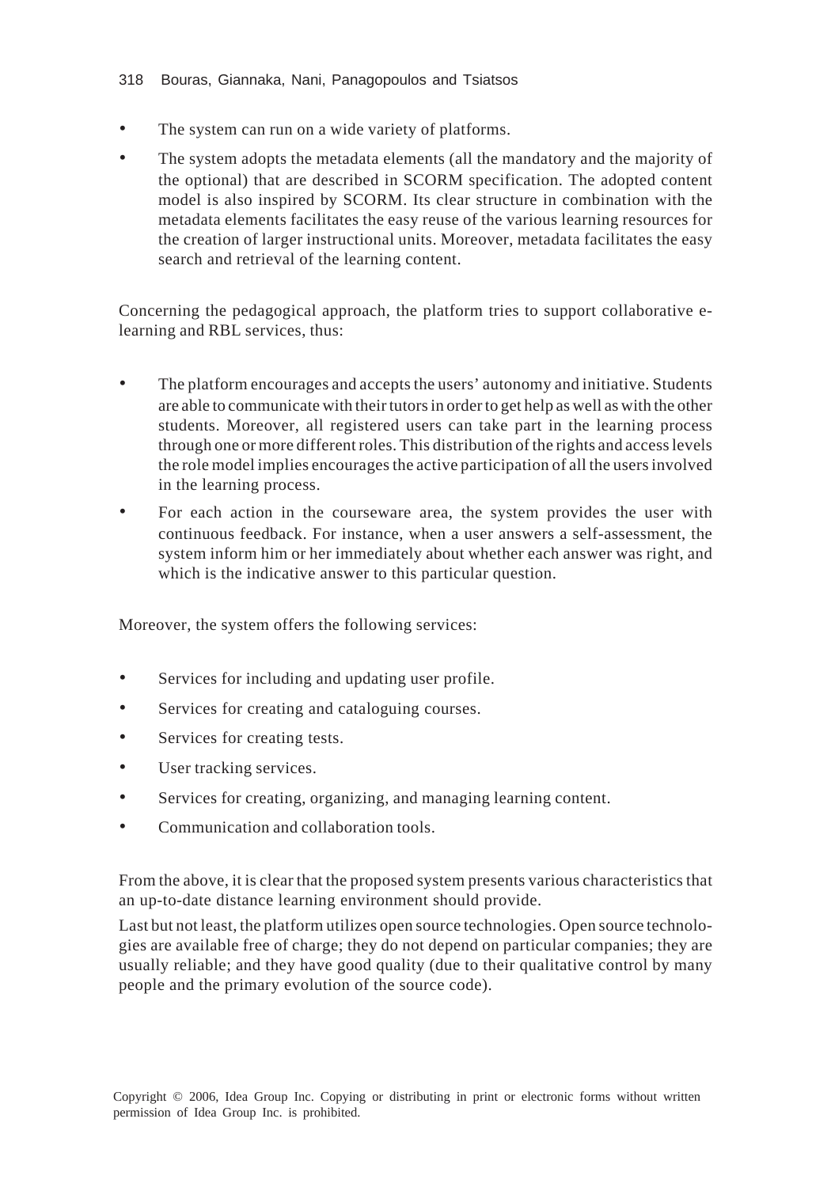- The system can run on a wide variety of platforms.
- The system adopts the metadata elements (all the mandatory and the majority of the optional) that are described in SCORM specification. The adopted content model is also inspired by SCORM. Its clear structure in combination with the metadata elements facilitates the easy reuse of the various learning resources for the creation of larger instructional units. Moreover, metadata facilitates the easy search and retrieval of the learning content.

Concerning the pedagogical approach, the platform tries to support collaborative e-learning and RBL services, thus:

- The platform encourages and accepts the users' autonomy and initiative. Students are able to communicate with their tutors in order to get help as well as with the other students. Moreover, all registered users can take part in the learning process through one or more different roles. This distribution of the rights and access levels the role model implies encourages the active participation of all the users involved in the learning process.
- For each action in the courseware area, the system provides the user with continuous feedback. For instance, when a user answers a self-assessment, the system inform him or her immediately about whether each answer was right, and which is the indicative answer to this particular question.

Moreover, the system offers the following services:

- Services for including and updating user profile.
- Services for creating and cataloguing courses.
- Services for creating tests.
- User tracking services.
- Services for creating, organizing, and managing learning content.
- Communication and collaboration tools.

From the above, it is clear that the proposed system presents various characteristics that an up-to-date distance learning environment should provide.

Last but not least, the platform utilizes open source technologies. Open source technologies are available free of charge; they do not depend on particular companies; they are usually reliable; and they have good quality (due to their qualitative control by many people and the primary evolution of the source code).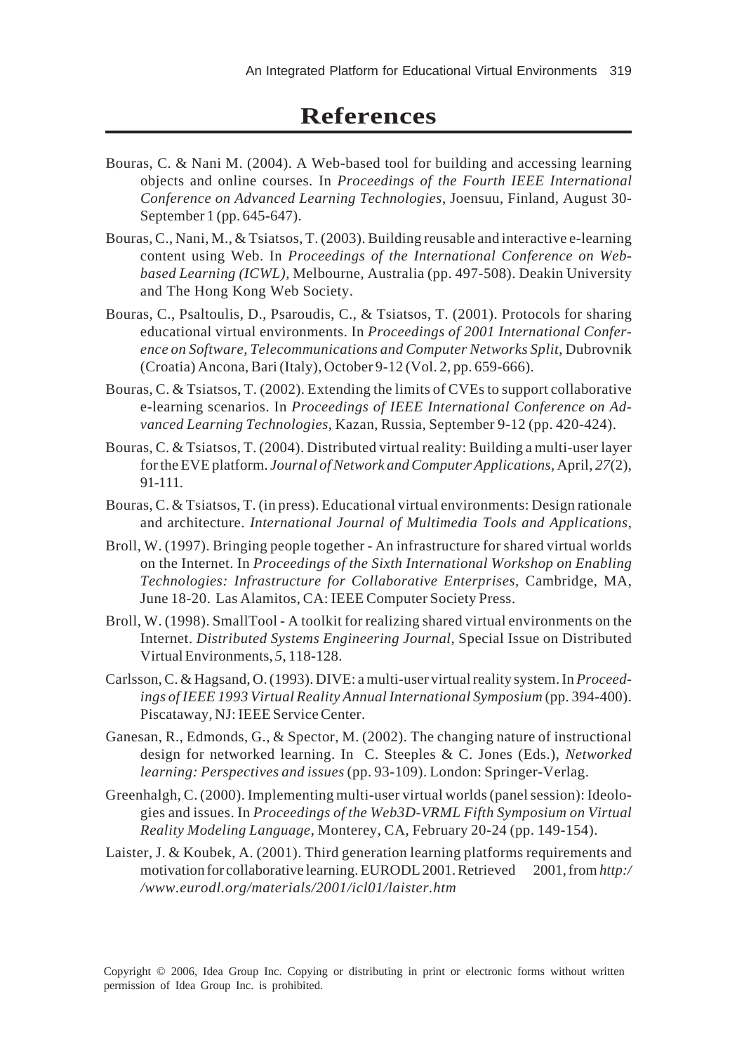# References

Bouras, C. & Nani M. (2004). A Web-based tool for building and accessing learning objects and online courses. In *Proceedings of the Fourth IEEE International Conference on Advanced Learning Technologies*, Joensuu, Finland, August 30-September 1 (pp. 645-647).

Bouras, C., Nani, M., & Tsiatsos, T. (2003). Building reusable and interactive e-learning content using Web. In *Proceedings of the International Conference on Web-based Learning (ICWL)*, Melbourne, Australia (pp. 497-508). Deakin University and The Hong Kong Web Society.

Bouras, C., Psaltoulis, D., Psaroudis, C., & Tsiatsos, T. (2001). Protocols for sharing educational virtual environments. In *Proceedings of 2001 International Conference on Software, Telecommunications and Computer Networks Split*, Dubrovnik (Croatia) Ancona, Bari (Italy), October 9-12 (Vol. 2, pp. 659-666).

Bouras, C. & Tsiatsos, T. (2002). Extending the limits of CVEs to support collaborative e-learning scenarios. In *Proceedings of IEEE International Conference on Advanced Learning Technologies*, Kazan, Russia, September 9-12 (pp. 420-424).

Bouras, C. & Tsiatsos, T. (2004). Distributed virtual reality: Building a multi-user layer for the EVE platform. *Journal of Network and Computer Applications*, April, *27*(2), 91-111.

Bouras, C. & Tsiatsos, T. (in press). Educational virtual environments: Design rationale and architecture. *International Journal of Multimedia Tools and Applications*,

Broll, W. (1997). Bringing people together - An infrastructure for shared virtual worlds on the Internet. In *Proceedings of the Sixth International Workshop on Enabling Technologies: Infrastructure for Collaborative Enterprises*, Cambridge, MA, June 18-20. Las Alamitos, CA: IEEE Computer Society Press.

Broll, W. (1998). SmallTool - A toolkit for realizing shared virtual environments on the Internet. *Distributed Systems Engineering Journal*, Special Issue on Distributed Virtual Environments, *5*, 118-128.

Carlsson, C. & Hagsand, O. (1993). DIVE: a multi-user virtual reality system. In *Proceedings of IEEE 1993 Virtual Reality Annual International Symposium* (pp. 394-400). Piscataway, NJ: IEEE Service Center.

Ganesan, R., Edmonds, G., & Spector, M. (2002). The changing nature of instructional design for networked learning. In C. Steeples & C. Jones (Eds.), *Networked learning: Perspectives and issues* (pp. 93-109). London: Springer-Verlag.

Greenhalgh, C. (2000). Implementing multi-user virtual worlds (panel session): Ideologies and issues. In *Proceedings of the Web3D-VRML Fifth Symposium on Virtual Reality Modeling Language*, Monterey, CA, February 20-24 (pp. 149-154).

Laister, J. & Koubek, A. (2001). Third generation learning platforms requirements and motivation for collaborative learning. EURODL 2001. Retrieved 2001, from *http://www.eurodl.org/materials/2001/icl01/laister.htm*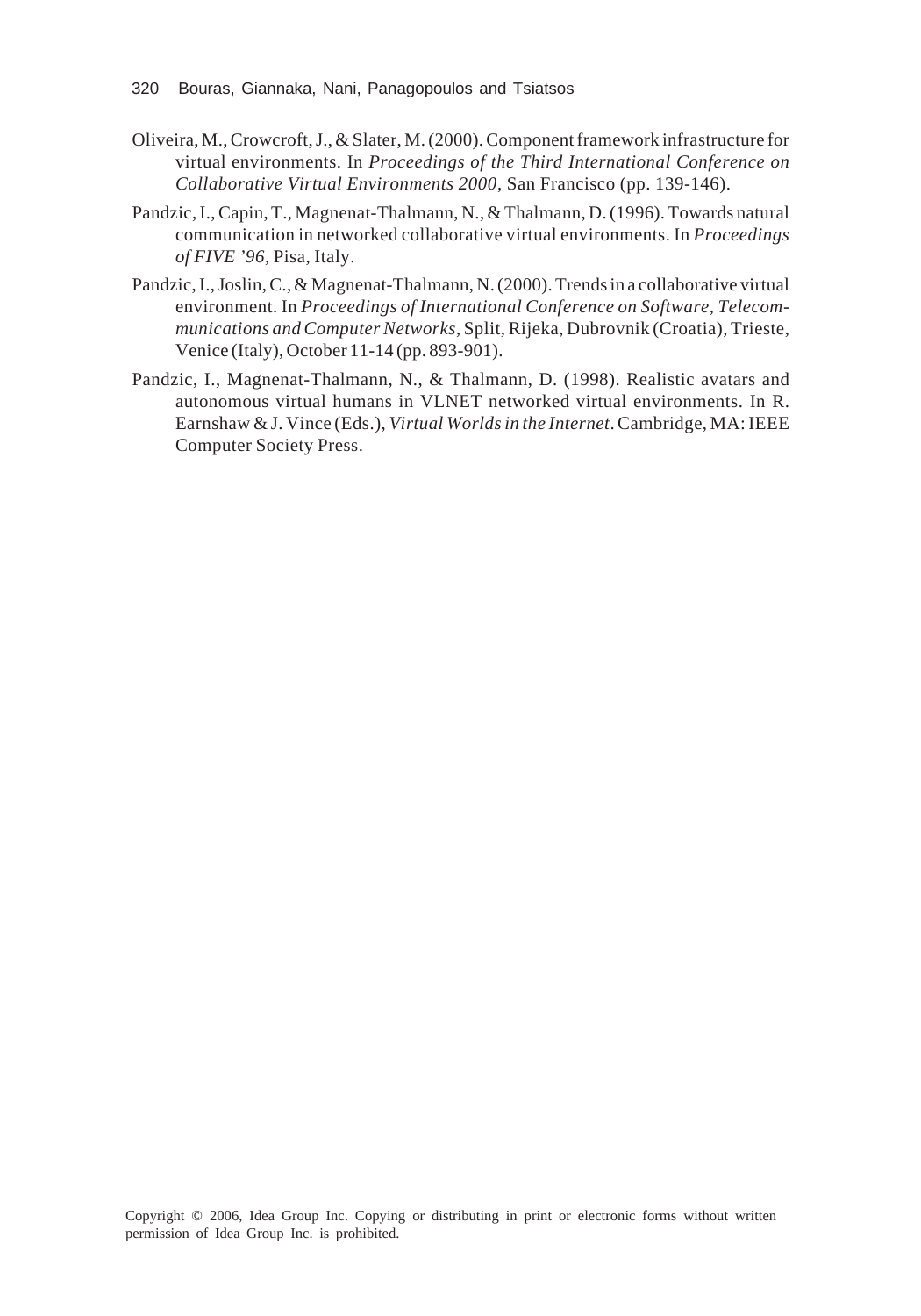Oliveira, M., Crowcroft, J., & Slater, M. (2000). Component framework infrastructure for virtual environments. In *Proceedings of the Third International Conference on Collaborative Virtual Environments 2000*, San Francisco (pp. 139-146).

Pandzic, I., Capin, T., Magnenat-Thalmann, N., & Thalmann, D. (1996). Towards natural communication in networked collaborative virtual environments. In *Proceedings of FIVE '96*, Pisa, Italy.

Pandzic, I., Joslin, C., & Magnenat-Thalmann, N. (2000). Trends in a collaborative virtual environment. In *Proceedings of International Conference on Software, Telecommunications and Computer Networks*, Split, Rijeka, Dubrovnik (Croatia), Trieste, Venice (Italy), October 11-14 (pp. 893-901).

Pandzic, I., Magnenat-Thalmann, N., & Thalmann, D. (1998). Realistic avatars and autonomous virtual humans in VLNET networked virtual environments. In R. Earnshaw & J. Vince (Eds.), *Virtual Worlds in the Internet*. Cambridge, MA: IEEE Computer Society Press.

Copyright © 2006, Idea Group Inc. Copying or distributing in print or electronic forms without written permission of Idea Group Inc. is prohibited.